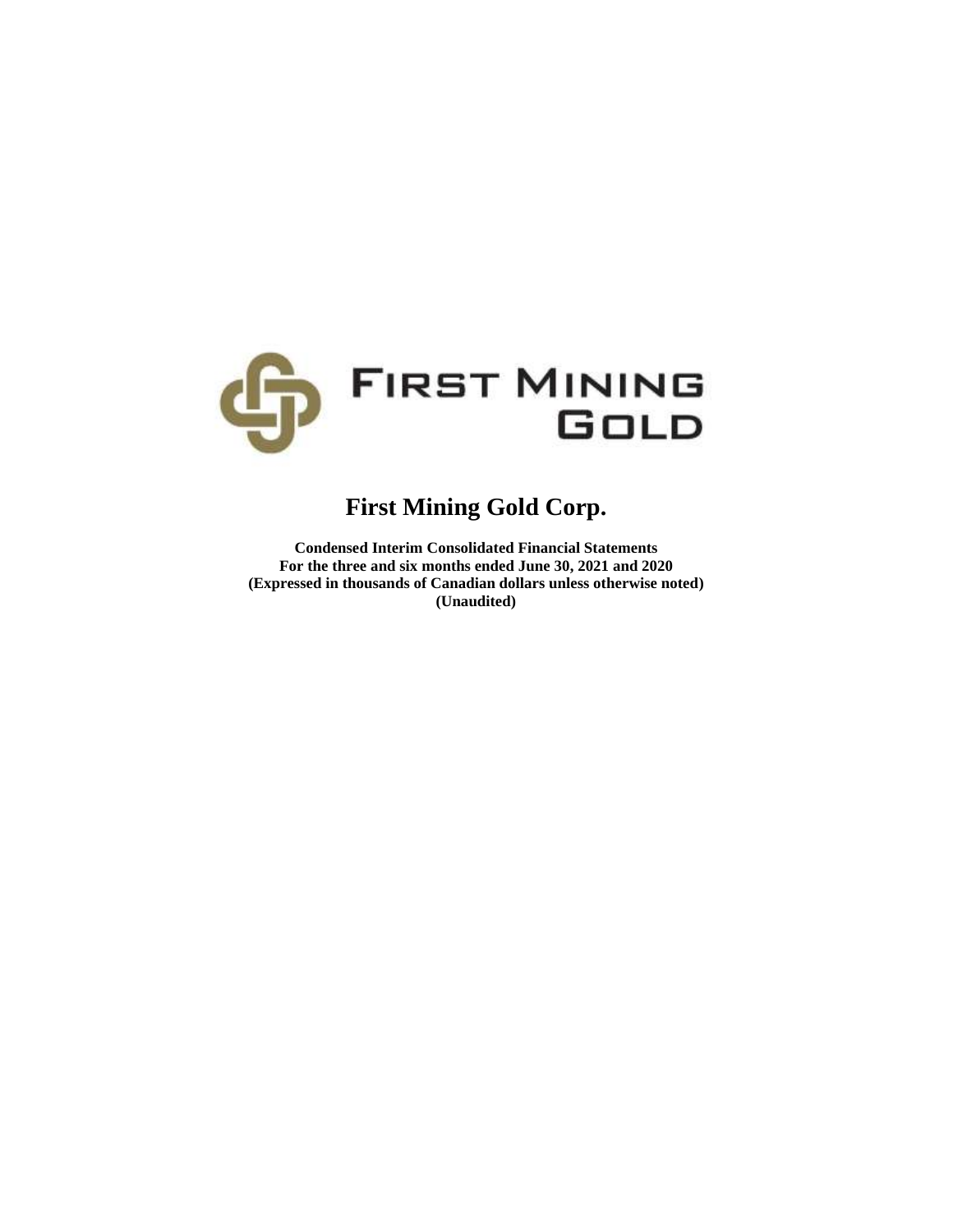# First Mining Gold Corp.

**Condensed Interim Consolidated Financial Statements**
**For the three and six months ended June 30, 2021 and 2020**
**(Expressed in thousands of Canadian dollars unless otherwise noted)**
**(Unaudited)**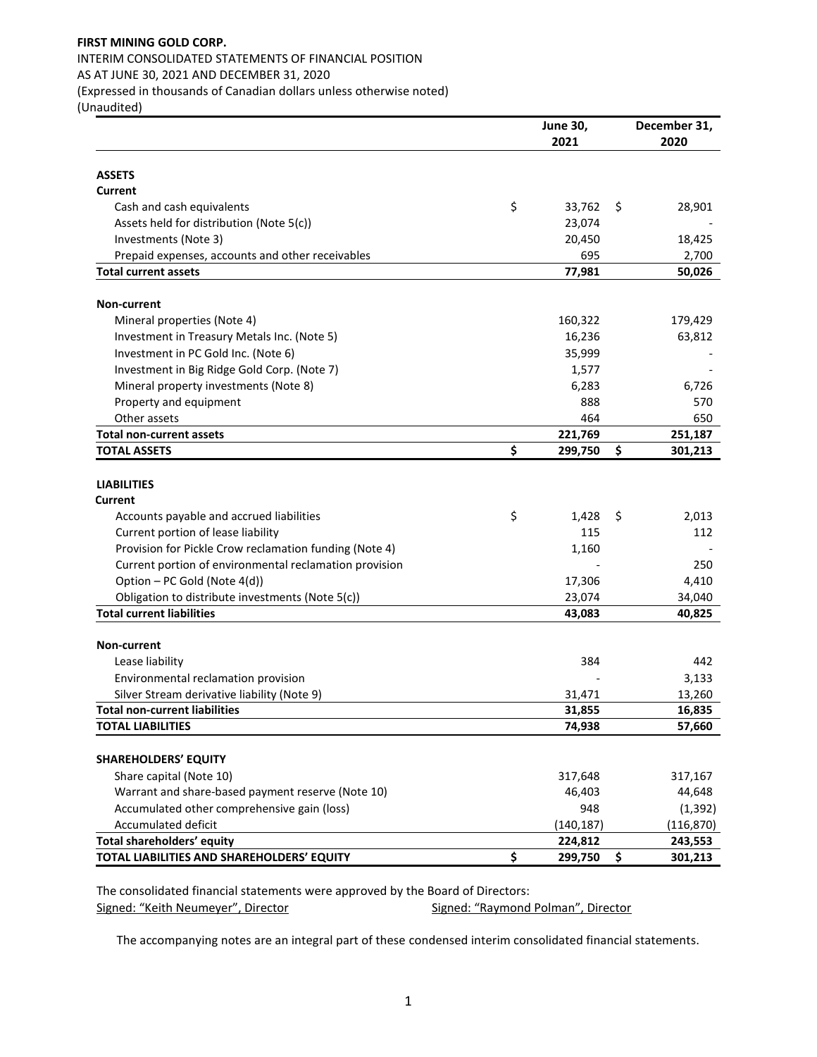**FIRST MINING GOLD CORP.**

INTERIM CONSOLIDATED STATEMENTS OF FINANCIAL POSITION

AS AT JUNE 30, 2021 AND DECEMBER 31, 2020

(Expressed in thousands of Canadian dollars unless otherwise noted)

(Unaudited)

| | June 30, 2021 | December 31, 2020 |
|---|---|---|
| **ASSETS** | | |
| **Current** | | |
| Cash and cash equivalents | $ 33,762 | $ 28,901 |
| Assets held for distribution (Note 5(c)) | 23,074 | - |
| Investments (Note 3) | 20,450 | 18,425 |
| Prepaid expenses, accounts and other receivables | 695 | 2,700 |
| **Total current assets** | **77,981** | **50,026** |
| **Non-current** | | |
| Mineral properties (Note 4) | 160,322 | 179,429 |
| Investment in Treasury Metals Inc. (Note 5) | 16,236 | 63,812 |
| Investment in PC Gold Inc. (Note 6) | 35,999 | - |
| Investment in Big Ridge Gold Corp. (Note 7) | 1,577 | - |
| Mineral property investments (Note 8) | 6,283 | 6,726 |
| Property and equipment | 888 | 570 |
| Other assets | 464 | 650 |
| **Total non-current assets** | **221,769** | **251,187** |
| **TOTAL ASSETS** | **$ 299,750** | **$ 301,213** |
| **LIABILITIES** | | |
| **Current** | | |
| Accounts payable and accrued liabilities | $ 1,428 | $ 2,013 |
| Current portion of lease liability | 115 | 112 |
| Provision for Pickle Crow reclamation funding (Note 4) | 1,160 | - |
| Current portion of environmental reclamation provision | - | 250 |
| Option – PC Gold (Note 4(d)) | 17,306 | 4,410 |
| Obligation to distribute investments (Note 5(c)) | 23,074 | 34,040 |
| **Total current liabilities** | **43,083** | **40,825** |
| **Non-current** | | |
| Lease liability | 384 | 442 |
| Environmental reclamation provision | - | 3,133 |
| Silver Stream derivative liability (Note 9) | 31,471 | 13,260 |
| **Total non-current liabilities** | **31,855** | **16,835** |
| **TOTAL LIABILITIES** | **74,938** | **57,660** |
| **SHAREHOLDERS' EQUITY** | | |
| Share capital (Note 10) | 317,648 | 317,167 |
| Warrant and share-based payment reserve (Note 10) | 46,403 | 44,648 |
| Accumulated other comprehensive gain (loss) | 948 | (1,392) |
| Accumulated deficit | (140,187) | (116,870) |
| **Total shareholders' equity** | **224,812** | **243,553** |
| **TOTAL LIABILITIES AND SHAREHOLDERS' EQUITY** | **$ 299,750** | **$ 301,213** |

The consolidated financial statements were approved by the Board of Directors:

Signed: "Keith Neumeyer", Director

Signed: "Raymond Polman", Director

The accompanying notes are an integral part of these condensed interim consolidated financial statements.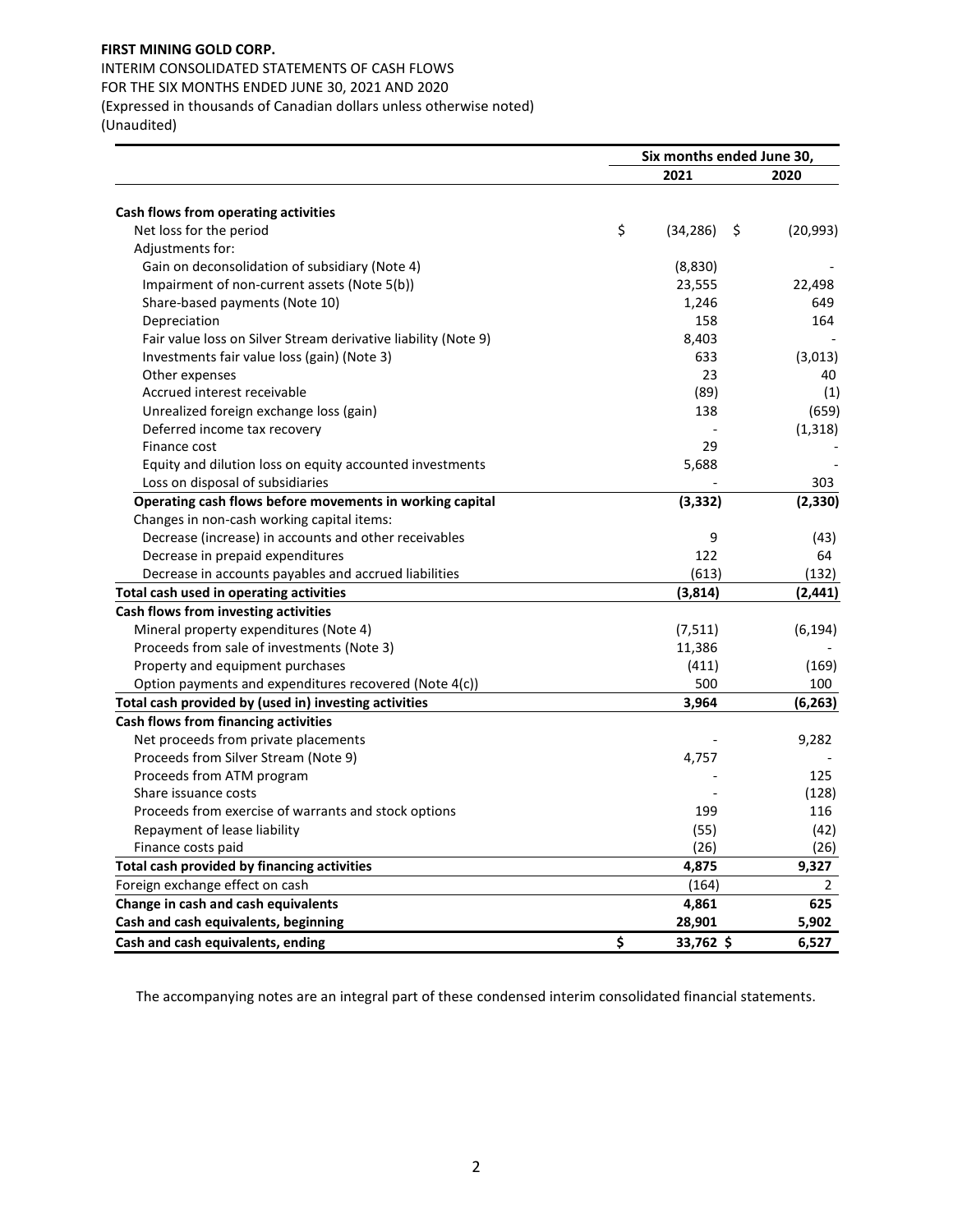**FIRST MINING GOLD CORP.**

INTERIM CONSOLIDATED STATEMENTS OF CASH FLOWS
FOR THE SIX MONTHS ENDED JUNE 30, 2021 AND 2020
(Expressed in thousands of Canadian dollars unless otherwise noted)
(Unaudited)

| | Six months ended June 30, | |
|---|---|---|
| | **2021** | **2020** |
| **Cash flows from operating activities** | | |
| Net loss for the period | $ (34,286) | $ (20,993) |
| Adjustments for: | | |
| Gain on deconsolidation of subsidiary (Note 4) | (8,830) | - |
| Impairment of non-current assets (Note 5(b)) | 23,555 | 22,498 |
| Share-based payments (Note 10) | 1,246 | 649 |
| Depreciation | 158 | 164 |
| Fair value loss on Silver Stream derivative liability (Note 9) | 8,403 | - |
| Investments fair value loss (gain) (Note 3) | 633 | (3,013) |
| Other expenses | 23 | 40 |
| Accrued interest receivable | (89) | (1) |
| Unrealized foreign exchange loss (gain) | 138 | (659) |
| Deferred income tax recovery | - | (1,318) |
| Finance cost | 29 | - |
| Equity and dilution loss on equity accounted investments | 5,688 | - |
| Loss on disposal of subsidiaries | - | 303 |
| **Operating cash flows before movements in working capital** | **(3,332)** | **(2,330)** |
| Changes in non-cash working capital items: | | |
| Decrease (increase) in accounts and other receivables | 9 | (43) |
| Decrease in prepaid expenditures | 122 | 64 |
| Decrease in accounts payables and accrued liabilities | (613) | (132) |
| **Total cash used in operating activities** | **(3,814)** | **(2,441)** |
| **Cash flows from investing activities** | | |
| Mineral property expenditures (Note 4) | (7,511) | (6,194) |
| Proceeds from sale of investments (Note 3) | 11,386 | - |
| Property and equipment purchases | (411) | (169) |
| Option payments and expenditures recovered (Note 4(c)) | 500 | 100 |
| **Total cash provided by (used in) investing activities** | **3,964** | **(6,263)** |
| **Cash flows from financing activities** | | |
| Net proceeds from private placements | - | 9,282 |
| Proceeds from Silver Stream (Note 9) | 4,757 | - |
| Proceeds from ATM program | - | 125 |
| Share issuance costs | - | (128) |
| Proceeds from exercise of warrants and stock options | 199 | 116 |
| Repayment of lease liability | (55) | (42) |
| Finance costs paid | (26) | (26) |
| **Total cash provided by financing activities** | **4,875** | **9,327** |
| Foreign exchange effect on cash | (164) | 2 |
| **Change in cash and cash equivalents** | **4,861** | **625** |
| **Cash and cash equivalents, beginning** | **28,901** | **5,902** |
| **Cash and cash equivalents, ending** | **$ 33,762** | **$ 6,527** |

The accompanying notes are an integral part of these condensed interim consolidated financial statements.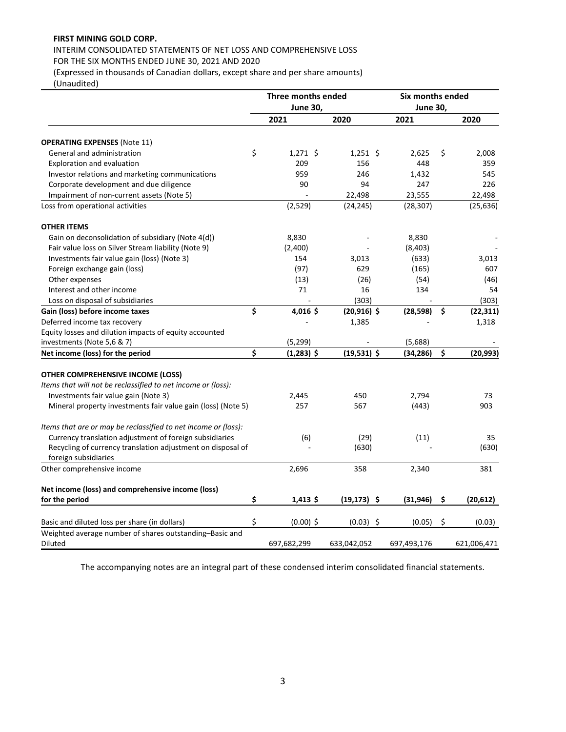**FIRST MINING GOLD CORP.**

INTERIM CONSOLIDATED STATEMENTS OF NET LOSS AND COMPREHENSIVE LOSS

FOR THE SIX MONTHS ENDED JUNE 30, 2021 AND 2020

(Expressed in thousands of Canadian dollars, except share and per share amounts)

(Unaudited)

| | Three months ended June 30, | | Six months ended June 30, | |
|---|---|---|---|---|
| | **2021** | **2020** | **2021** | **2020** |
| **OPERATING EXPENSES** (Note 11) | | | | |
| General and administration | $ 1,271 | $ 1,251 | $ 2,625 | $ 2,008 |
| Exploration and evaluation | 209 | 156 | 448 | 359 |
| Investor relations and marketing communications | 959 | 246 | 1,432 | 545 |
| Corporate development and due diligence | 90 | 94 | 247 | 226 |
| Impairment of non-current assets (Note 5) | - | 22,498 | 23,555 | 22,498 |
| Loss from operational activities | (2,529) | (24,245) | (28,307) | (25,636) |
| **OTHER ITEMS** | | | | |
| Gain on deconsolidation of subsidiary (Note 4(d)) | 8,830 | - | 8,830 | - |
| Fair value loss on Silver Stream liability (Note 9) | (2,400) | - | (8,403) | - |
| Investments fair value gain (loss) (Note 3) | 154 | 3,013 | (633) | 3,013 |
| Foreign exchange gain (loss) | (97) | 629 | (165) | 607 |
| Other expenses | (13) | (26) | (54) | (46) |
| Interest and other income | 71 | 16 | 134 | 54 |
| Loss on disposal of subsidiaries | - | (303) | - | (303) |
| **Gain (loss) before income taxes** | **$ 4,016** | **$ (20,916)** | **$ (28,598)** | **$ (22,311)** |
| Deferred income tax recovery | - | 1,385 | - | 1,318 |
| Equity losses and dilution impacts of equity accounted investments (Note 5,6 & 7) | (5,299) | - | (5,688) | - |
| **Net income (loss) for the period** | **$ (1,283)** | **$ (19,531)** | **$ (34,286)** | **$ (20,993)** |
| **OTHER COMPREHENSIVE INCOME (LOSS)** | | | | |
| *Items that will not be reclassified to net income or (loss):* | | | | |
| Investments fair value gain (Note 3) | 2,445 | 450 | 2,794 | 73 |
| Mineral property investments fair value gain (loss) (Note 5) | 257 | 567 | (443) | 903 |
| *Items that are or may be reclassified to net income or (loss):* | | | | |
| Currency translation adjustment of foreign subsidiaries | (6) | (29) | (11) | 35 |
| Recycling of currency translation adjustment on disposal of foreign subsidiaries | - | (630) | - | (630) |
| Other comprehensive income | 2,696 | 358 | 2,340 | 381 |
| **Net income (loss) and comprehensive income (loss) for the period** | **$ 1,413** | **$ (19,173)** | **$ (31,946)** | **$ (20,612)** |
| Basic and diluted loss per share (in dollars) | $ (0.00) | $ (0.03) | $ (0.05) | $ (0.03) |
| Weighted average number of shares outstanding–Basic and Diluted | 697,682,299 | 633,042,052 | 697,493,176 | 621,006,471 |

The accompanying notes are an integral part of these condensed interim consolidated financial statements.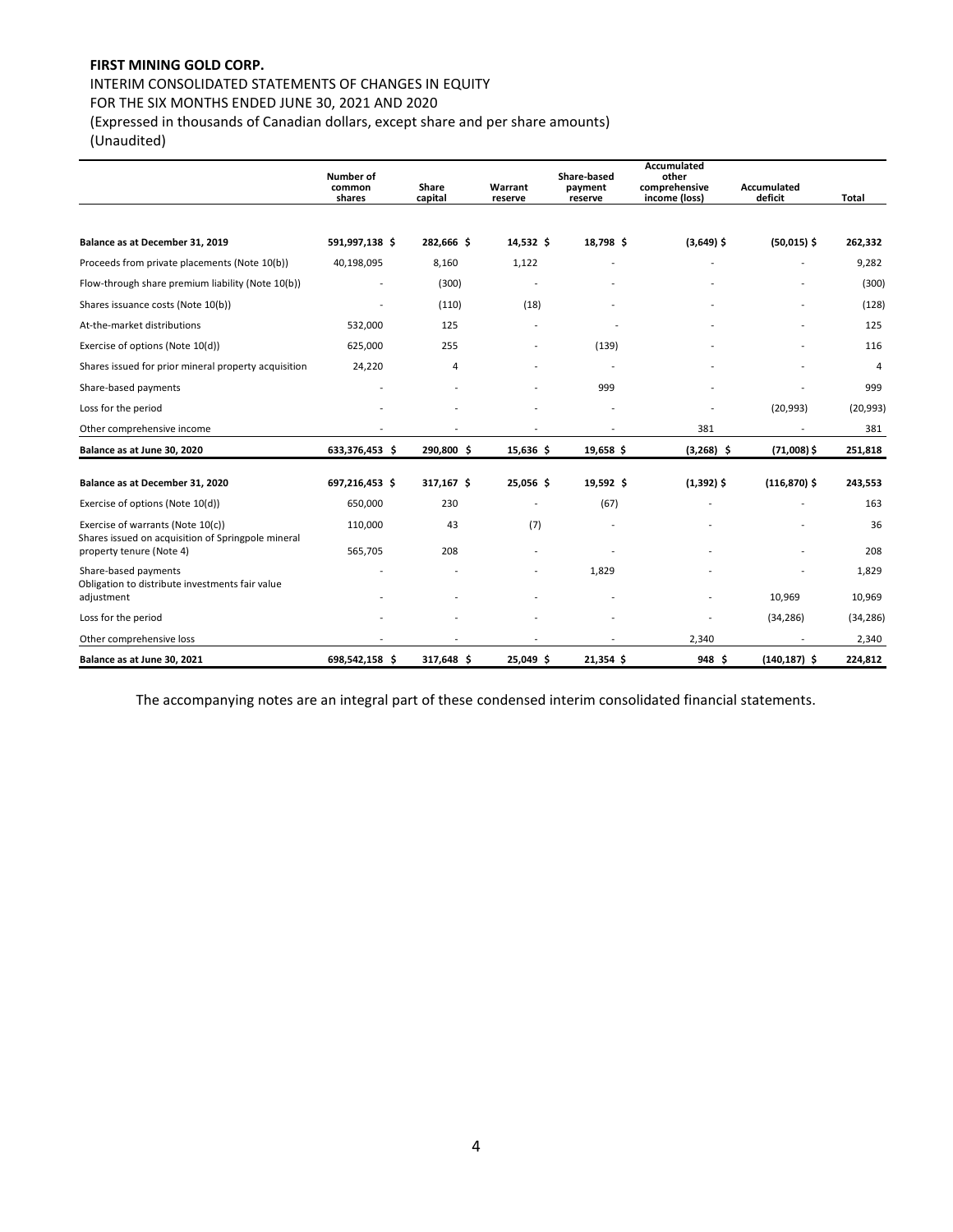**FIRST MINING GOLD CORP.**

INTERIM CONSOLIDATED STATEMENTS OF CHANGES IN EQUITY
FOR THE SIX MONTHS ENDED JUNE 30, 2021 AND 2020
(Expressed in thousands of Canadian dollars, except share and per share amounts)
(Unaudited)

| | Number of common shares | Share capital | Warrant reserve | Share-based payment reserve | Accumulated other comprehensive income (loss) | Accumulated deficit | Total |
|---|---|---|---|---|---|---|---|
| **Balance as at December 31, 2019** | **591,997,138 $** | **282,666 $** | **14,532 $** | **18,798 $** | **(3,649) $** | **(50,015) $** | **262,332** |
| Proceeds from private placements (Note 10(b)) | 40,198,095 | 8,160 | 1,122 | - | - | - | 9,282 |
| Flow-through share premium liability (Note 10(b)) | - | (300) | - | - | - | - | (300) |
| Shares issuance costs (Note 10(b)) | - | (110) | (18) | - | - | - | (128) |
| At-the-market distributions | 532,000 | 125 | - | - | - | - | 125 |
| Exercise of options (Note 10(d)) | 625,000 | 255 | - | (139) | - | - | 116 |
| Shares issued for prior mineral property acquisition | 24,220 | 4 | - | - | - | - | 4 |
| Share-based payments | - | - | - | 999 | - | - | 999 |
| Loss for the period | - | - | - | - | - | (20,993) | (20,993) |
| Other comprehensive income | - | - | - | - | 381 | - | 381 |
| **Balance as at June 30, 2020** | **633,376,453 $** | **290,800 $** | **15,636 $** | **19,658 $** | **(3,268) $** | **(71,008) $** | **251,818** |
| **Balance as at December 31, 2020** | **697,216,453 $** | **317,167 $** | **25,056 $** | **19,592 $** | **(1,392) $** | **(116,870) $** | **243,553** |
| Exercise of options (Note 10(d)) | 650,000 | 230 | - | (67) | - | - | 163 |
| Exercise of warrants (Note 10(c)) | 110,000 | 43 | (7) | - | - | - | 36 |
| Shares issued on acquisition of Springpole mineral property tenure (Note 4) | 565,705 | 208 | - | - | - | - | 208 |
| Share-based payments | - | - | - | 1,829 | - | - | 1,829 |
| Obligation to distribute investments fair value adjustment | - | - | - | - | - | 10,969 | 10,969 |
| Loss for the period | - | - | - | - | - | (34,286) | (34,286) |
| Other comprehensive loss | - | - | - | - | 2,340 | - | 2,340 |
| **Balance as at June 30, 2021** | **698,542,158 $** | **317,648 $** | **25,049 $** | **21,354 $** | **948 $** | **(140,187) $** | **224,812** |

The accompanying notes are an integral part of these condensed interim consolidated financial statements.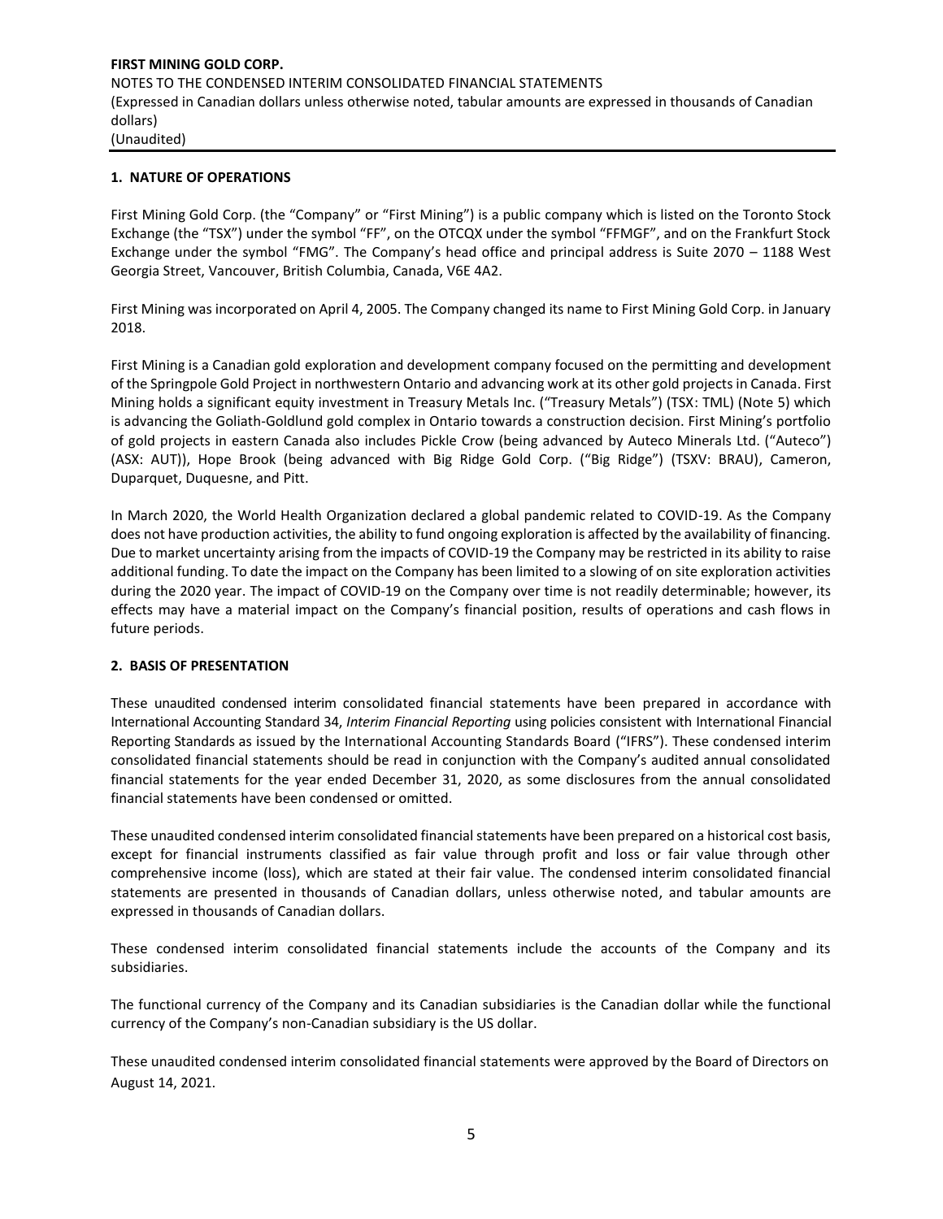## 1. NATURE OF OPERATIONS

First Mining Gold Corp. (the "Company" or "First Mining") is a public company which is listed on the Toronto Stock Exchange (the "TSX") under the symbol "FF", on the OTCQX under the symbol "FFMGF", and on the Frankfurt Stock Exchange under the symbol "FMG". The Company's head office and principal address is Suite 2070 – 1188 West Georgia Street, Vancouver, British Columbia, Canada, V6E 4A2.

First Mining was incorporated on April 4, 2005. The Company changed its name to First Mining Gold Corp. in January 2018.

First Mining is a Canadian gold exploration and development company focused on the permitting and development of the Springpole Gold Project in northwestern Ontario and advancing work at its other gold projects in Canada. First Mining holds a significant equity investment in Treasury Metals Inc. ("Treasury Metals") (TSX: TML) (Note 5) which is advancing the Goliath-Goldlund gold complex in Ontario towards a construction decision. First Mining's portfolio of gold projects in eastern Canada also includes Pickle Crow (being advanced by Auteco Minerals Ltd. ("Auteco") (ASX: AUT)), Hope Brook (being advanced with Big Ridge Gold Corp. ("Big Ridge") (TSXV: BRAU), Cameron, Duparquet, Duquesne, and Pitt.

In March 2020, the World Health Organization declared a global pandemic related to COVID-19. As the Company does not have production activities, the ability to fund ongoing exploration is affected by the availability of financing. Due to market uncertainty arising from the impacts of COVID-19 the Company may be restricted in its ability to raise additional funding. To date the impact on the Company has been limited to a slowing of on site exploration activities during the 2020 year. The impact of COVID-19 on the Company over time is not readily determinable; however, its effects may have a material impact on the Company's financial position, results of operations and cash flows in future periods.

## 2. BASIS OF PRESENTATION

These unaudited condensed interim consolidated financial statements have been prepared in accordance with International Accounting Standard 34, *Interim Financial Reporting* using policies consistent with International Financial Reporting Standards as issued by the International Accounting Standards Board ("IFRS"). These condensed interim consolidated financial statements should be read in conjunction with the Company's audited annual consolidated financial statements for the year ended December 31, 2020, as some disclosures from the annual consolidated financial statements have been condensed or omitted.

These unaudited condensed interim consolidated financial statements have been prepared on a historical cost basis, except for financial instruments classified as fair value through profit and loss or fair value through other comprehensive income (loss), which are stated at their fair value. The condensed interim consolidated financial statements are presented in thousands of Canadian dollars, unless otherwise noted, and tabular amounts are expressed in thousands of Canadian dollars.

These condensed interim consolidated financial statements include the accounts of the Company and its subsidiaries.

The functional currency of the Company and its Canadian subsidiaries is the Canadian dollar while the functional currency of the Company's non-Canadian subsidiary is the US dollar.

These unaudited condensed interim consolidated financial statements were approved by the Board of Directors on August 14, 2021.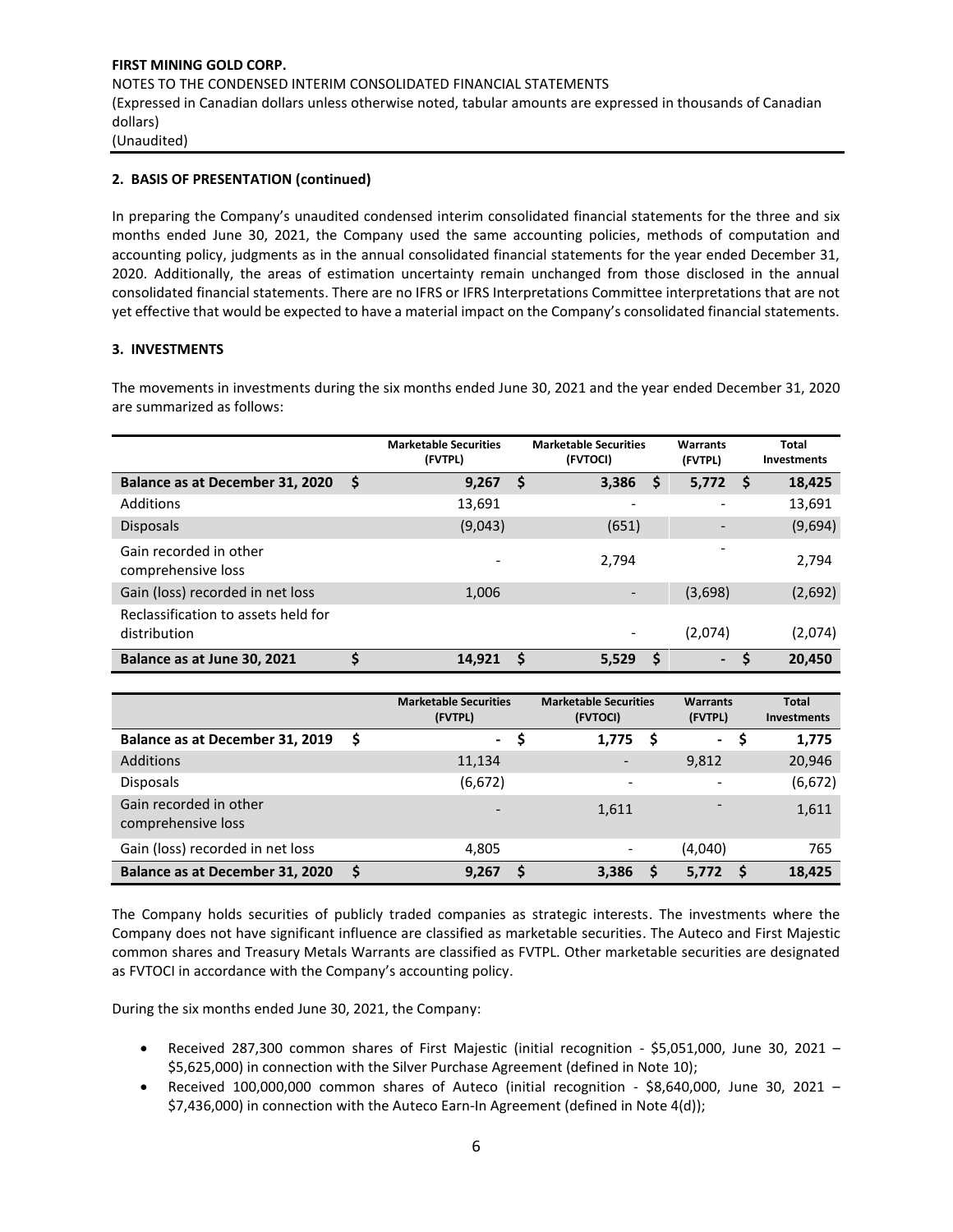## 2. BASIS OF PRESENTATION (continued)

In preparing the Company's unaudited condensed interim consolidated financial statements for the three and six months ended June 30, 2021, the Company used the same accounting policies, methods of computation and accounting policy, judgments as in the annual consolidated financial statements for the year ended December 31, 2020. Additionally, the areas of estimation uncertainty remain unchanged from those disclosed in the annual consolidated financial statements. There are no IFRS or IFRS Interpretations Committee interpretations that are not yet effective that would be expected to have a material impact on the Company's consolidated financial statements.

## 3. INVESTMENTS

The movements in investments during the six months ended June 30, 2021 and the year ended December 31, 2020 are summarized as follows:

| | Marketable Securities (FVTPL) | Marketable Securities (FVTOCI) | Warrants (FVTPL) | Total Investments |
|---|---|---|---|---|
| **Balance as at December 31, 2020** | **$ 9,267** | **$ 3,386** | **$ 5,772** | **$ 18,425** |
| Additions | 13,691 | - | - | 13,691 |
| Disposals | (9,043) | (651) | - | (9,694) |
| Gain recorded in other comprehensive loss | - | 2,794 | - | 2,794 |
| Gain (loss) recorded in net loss | 1,006 | - | (3,698) | (2,692) |
| Reclassification to assets held for distribution | | - | (2,074) | (2,074) |
| **Balance as at June 30, 2021** | **$ 14,921** | **$ 5,529** | **$ -** | **$ 20,450** |

| | Marketable Securities (FVTPL) | Marketable Securities (FVTOCI) | Warrants (FVTPL) | Total Investments |
|---|---|---|---|---|
| **Balance as at December 31, 2019** | **$ -** | **$ 1,775** | **$ -** | **$ 1,775** |
| Additions | 11,134 | - | 9,812 | 20,946 |
| Disposals | (6,672) | - | - | (6,672) |
| Gain recorded in other comprehensive loss | - | 1,611 | - | 1,611 |
| Gain (loss) recorded in net loss | 4,805 | - | (4,040) | 765 |
| **Balance as at December 31, 2020** | **$ 9,267** | **$ 3,386** | **$ 5,772** | **$ 18,425** |

The Company holds securities of publicly traded companies as strategic interests. The investments where the Company does not have significant influence are classified as marketable securities. The Auteco and First Majestic common shares and Treasury Metals Warrants are classified as FVTPL. Other marketable securities are designated as FVTOCI in accordance with the Company's accounting policy.

During the six months ended June 30, 2021, the Company:

- Received 287,300 common shares of First Majestic (initial recognition - $5,051,000, June 30, 2021 – $5,625,000) in connection with the Silver Purchase Agreement (defined in Note 10);
- Received 100,000,000 common shares of Auteco (initial recognition - $8,640,000, June 30, 2021 – $7,436,000) in connection with the Auteco Earn-In Agreement (defined in Note 4(d));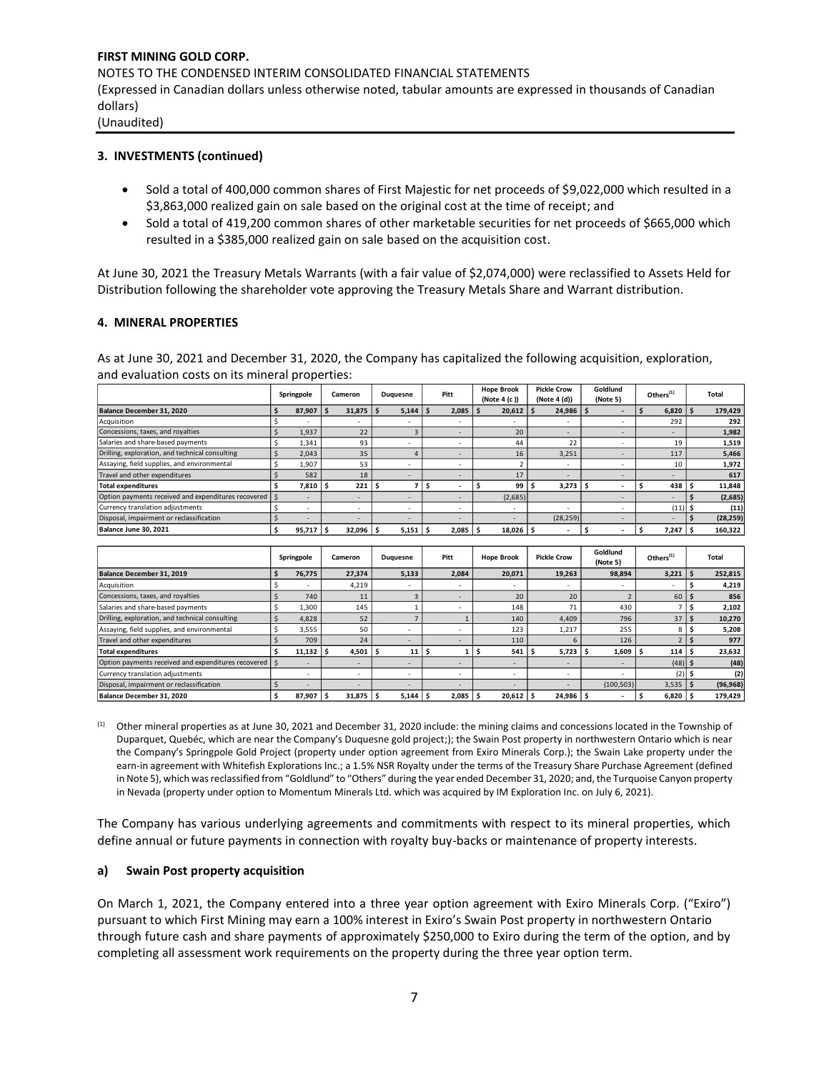## 3. INVESTMENTS (continued)

- Sold a total of 400,000 common shares of First Majestic for net proceeds of $9,022,000 which resulted in a $3,863,000 realized gain on sale based on the original cost at the time of receipt; and
- Sold a total of 419,200 common shares of other marketable securities for net proceeds of $665,000 which resulted in a $385,000 realized gain on sale based on the acquisition cost.

At June 30, 2021 the Treasury Metals Warrants (with a fair value of $2,074,000) were reclassified to Assets Held for Distribution following the shareholder vote approving the Treasury Metals Share and Warrant distribution.

## 4. MINERAL PROPERTIES

As at June 30, 2021 and December 31, 2020, the Company has capitalized the following acquisition, exploration, and evaluation costs on its mineral properties:

| | Springpole | Cameron | Duquesne | Pitt | Hope Brook (Note 4 (c)) | Pickle Crow (Note 4 (d)) | Goldlund (Note 5) | Others[(1)] | Total |
|---|---|---|---|---|---|---|---|---|---|
| **Balance December 31, 2020** | $ 87,907 | $ 31,875 | $ 5,144 | $ 2,085 | $ 20,612 | $ 24,986 | $ - | $ 6,820 | $ 179,429 |
| Acquisition | $ - | - | - | - | - | - | - | 292 | 292 |
| Concessions, taxes, and royalties | $ 1,937 | 22 | 3 | - | 20 | - | - | - | 1,982 |
| Salaries and share-based payments | $ 1,341 | 93 | - | - | 44 | 22 | - | 19 | 1,519 |
| Drilling, exploration, and technical consulting | $ 2,043 | 35 | 4 | - | 16 | 3,251 | - | 117 | 5,466 |
| Assaying, field supplies, and environmental | $ 1,907 | 53 | - | - | 2 | - | - | 10 | 1,972 |
| Travel and other expenditures | $ 582 | 18 | - | - | 17 | - | - | - | 617 |
| **Total expenditures** | $ 7,810 | $ 221 | $ 7 | $ - | $ 99 | $ 3,273 | $ - | $ 438 | $ 11,848 |
| Option payments received and expenditures recovered | $ - | - | - | - | (2,685) | | - | - | $ (2,685) |
| Currency translation adjustments | $ - | - | - | - | - | - | - | (11) | $ (11) |
| Disposal, impairment or reclassification | $ - | - | - | - | - | (28,259) | - | - | $ (28,259) |
| **Balance June 30, 2021** | $ 95,717 | $ 32,096 | $ 5,151 | $ 2,085 | $ 18,026 | $ - | $ - | $ 7,247 | $ 160,322 |

| | Springpole | Cameron | Duquesne | Pitt | Hope Brook | Pickle Crow | Goldlund (Note 5) | Others[(1)] | Total |
|---|---|---|---|---|---|---|---|---|---|
| **Balance December 31, 2019** | $ 76,775 | 27,374 | 5,133 | 2,084 | 20,071 | 19,263 | 98,894 | 3,221 | $ 252,815 |
| Acquisition | $ - | 4,219 | - | - | - | - | - | - | $ 4,219 |
| Concessions, taxes, and royalties | $ 740 | 11 | 3 | - | 20 | 20 | 2 | 60 | $ 856 |
| Salaries and share-based payments | $ 1,300 | 145 | 1 | - | 148 | 71 | 430 | 7 | $ 2,102 |
| Drilling, exploration, and technical consulting | $ 4,828 | 52 | 7 | 1 | 140 | 4,409 | 796 | 37 | $ 10,270 |
| Assaying, field supplies, and environmental | $ 3,555 | 50 | - | - | 123 | 1,217 | 255 | 8 | $ 5,208 |
| Travel and other expenditures | $ 709 | 24 | - | - | 110 | 6 | 126 | 2 | $ 977 |
| **Total expenditures** | $ 11,132 | $ 4,501 | $ 11 | $ 1 | $ 541 | $ 5,723 | $ 1,609 | $ 114 | $ 23,632 |
| Option payments received and expenditures recovered | $ - | - | - | - | - | - | - | (48) | $ (48) |
| Currency translation adjustments | - | - | - | - | - | - | - | (2) | $ (2) |
| Disposal, impairment or reclassification | $ - | - | - | - | - | - | (100,503) | 3,535 | $ (96,968) |
| **Balance December 31, 2020** | $ 87,907 | $ 31,875 | $ 5,144 | $ 2,085 | $ 20,612 | $ 24,986 | $ - | $ 6,820 | $ 179,429 |

(1) Other mineral properties as at June 30, 2021 and December 31, 2020 include: the mining claims and concessions located in the Township of Duparquet, Québec, which are near the Company's Duquesne gold project;); the Swain Post property in northwestern Ontario which is near the Company's Springpole Gold Project (property under option agreement from Exiro Minerals Corp.); the Swain Lake property under the earn-in agreement with Whitefish Explorations Inc.; a 1.5% NSR Royalty under the terms of the Treasury Share Purchase Agreement (defined in Note 5), which was reclassified from "Goldlund" to "Others" during the year ended December 31, 2020; and, the Turquoise Canyon property in Nevada (property under option to Momentum Minerals Ltd. which was acquired by IM Exploration Inc. on July 6, 2021).

The Company has various underlying agreements and commitments with respect to its mineral properties, which define annual or future payments in connection with royalty buy-backs or maintenance of property interests.

### a) Swain Post property acquisition

On March 1, 2021, the Company entered into a three year option agreement with Exiro Minerals Corp. ("Exiro") pursuant to which First Mining may earn a 100% interest in Exiro's Swain Post property in northwestern Ontario through future cash and share payments of approximately $250,000 to Exiro during the term of the option, and by completing all assessment work requirements on the property during the three year option term.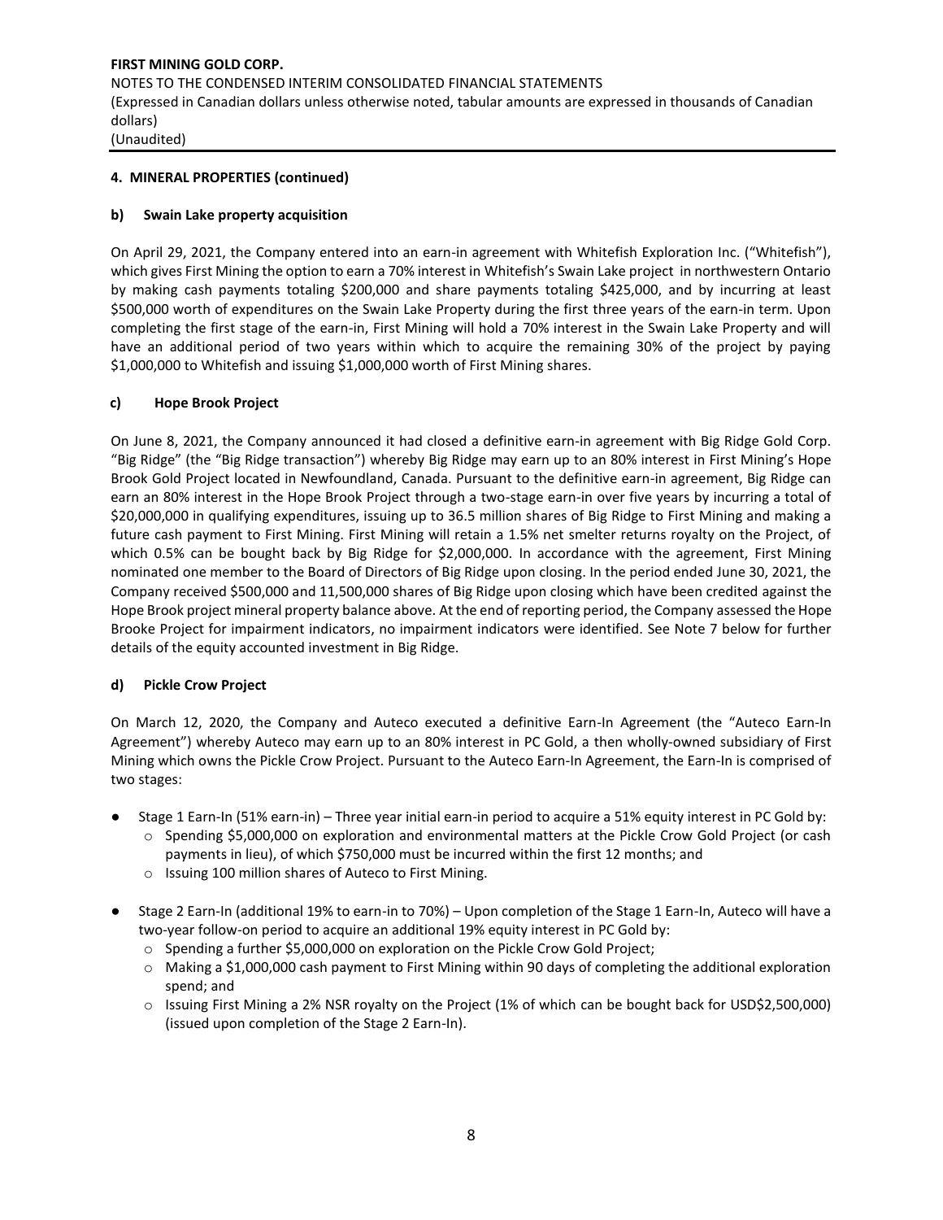**4. MINERAL PROPERTIES (continued)**

**b) Swain Lake property acquisition**

On April 29, 2021, the Company entered into an earn-in agreement with Whitefish Exploration Inc. ("Whitefish"), which gives First Mining the option to earn a 70% interest in Whitefish's Swain Lake project in northwestern Ontario by making cash payments totaling $200,000 and share payments totaling $425,000, and by incurring at least $500,000 worth of expenditures on the Swain Lake Property during the first three years of the earn-in term. Upon completing the first stage of the earn-in, First Mining will hold a 70% interest in the Swain Lake Property and will have an additional period of two years within which to acquire the remaining 30% of the project by paying $1,000,000 to Whitefish and issuing $1,000,000 worth of First Mining shares.

**c) Hope Brook Project**

On June 8, 2021, the Company announced it had closed a definitive earn-in agreement with Big Ridge Gold Corp. "Big Ridge" (the "Big Ridge transaction") whereby Big Ridge may earn up to an 80% interest in First Mining's Hope Brook Gold Project located in Newfoundland, Canada. Pursuant to the definitive earn-in agreement, Big Ridge can earn an 80% interest in the Hope Brook Project through a two-stage earn-in over five years by incurring a total of $20,000,000 in qualifying expenditures, issuing up to 36.5 million shares of Big Ridge to First Mining and making a future cash payment to First Mining. First Mining will retain a 1.5% net smelter returns royalty on the Project, of which 0.5% can be bought back by Big Ridge for $2,000,000. In accordance with the agreement, First Mining nominated one member to the Board of Directors of Big Ridge upon closing. In the period ended June 30, 2021, the Company received $500,000 and 11,500,000 shares of Big Ridge upon closing which have been credited against the Hope Brook project mineral property balance above. At the end of reporting period, the Company assessed the Hope Brooke Project for impairment indicators, no impairment indicators were identified. See Note 7 below for further details of the equity accounted investment in Big Ridge.

**d) Pickle Crow Project**

On March 12, 2020, the Company and Auteco executed a definitive Earn-In Agreement (the "Auteco Earn-In Agreement") whereby Auteco may earn up to an 80% interest in PC Gold, a then wholly-owned subsidiary of First Mining which owns the Pickle Crow Project. Pursuant to the Auteco Earn-In Agreement, the Earn-In is comprised of two stages:

- Stage 1 Earn-In (51% earn-in) – Three year initial earn-in period to acquire a 51% equity interest in PC Gold by:
  - Spending $5,000,000 on exploration and environmental matters at the Pickle Crow Gold Project (or cash payments in lieu), of which $750,000 must be incurred within the first 12 months; and
  - Issuing 100 million shares of Auteco to First Mining.
- Stage 2 Earn-In (additional 19% to earn-in to 70%) – Upon completion of the Stage 1 Earn-In, Auteco will have a two-year follow-on period to acquire an additional 19% equity interest in PC Gold by:
  - Spending a further $5,000,000 on exploration on the Pickle Crow Gold Project;
  - Making a $1,000,000 cash payment to First Mining within 90 days of completing the additional exploration spend; and
  - Issuing First Mining a 2% NSR royalty on the Project (1% of which can be bought back for USD$2,500,000) (issued upon completion of the Stage 2 Earn-In).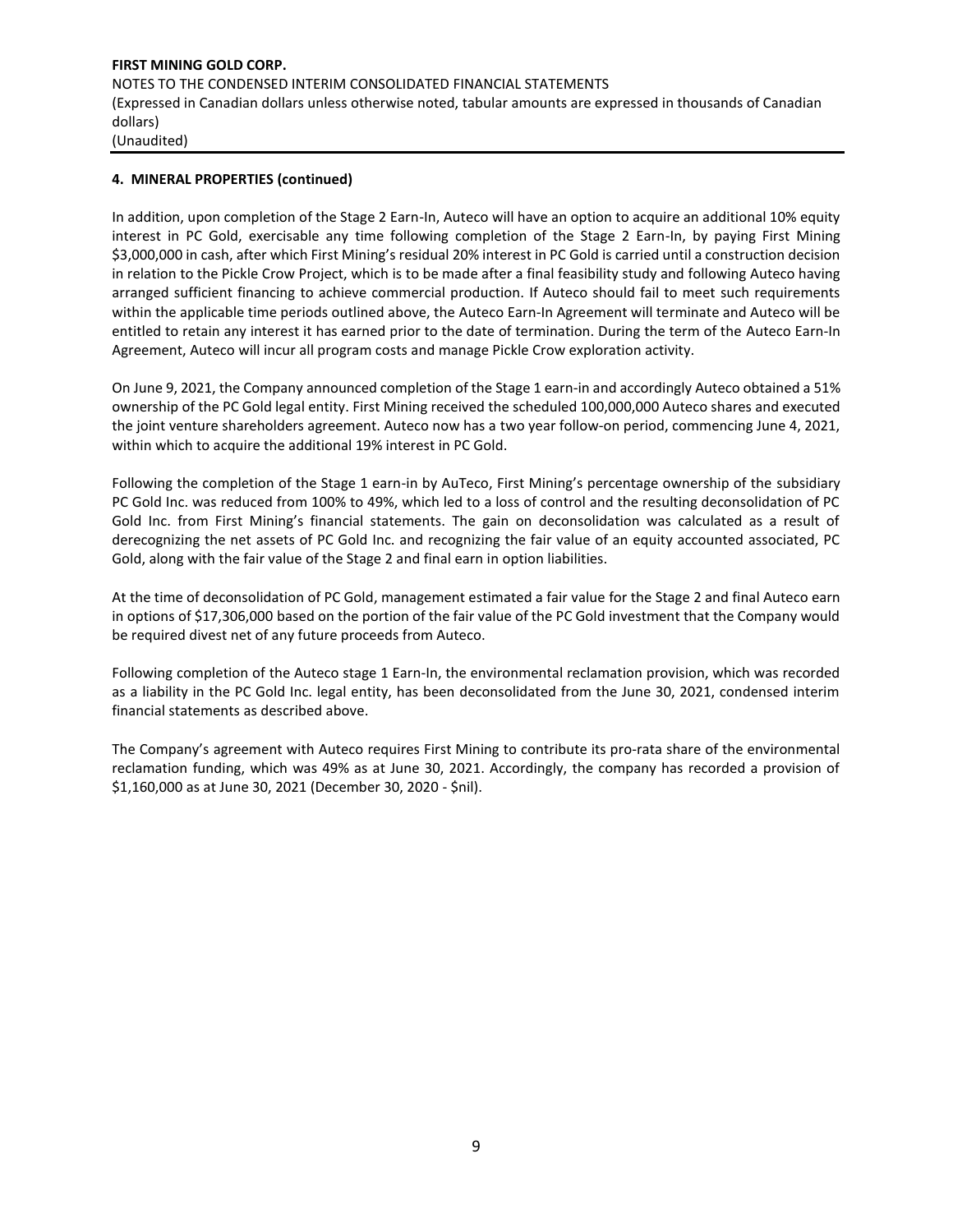#### 4. MINERAL PROPERTIES (continued)

In addition, upon completion of the Stage 2 Earn-In, Auteco will have an option to acquire an additional 10% equity interest in PC Gold, exercisable any time following completion of the Stage 2 Earn-In, by paying First Mining \$3,000,000 in cash, after which First Mining's residual 20% interest in PC Gold is carried until a construction decision in relation to the Pickle Crow Project, which is to be made after a final feasibility study and following Auteco having arranged sufficient financing to achieve commercial production. If Auteco should fail to meet such requirements within the applicable time periods outlined above, the Auteco Earn-In Agreement will terminate and Auteco will be entitled to retain any interest it has earned prior to the date of termination. During the term of the Auteco Earn-In Agreement, Auteco will incur all program costs and manage Pickle Crow exploration activity.

On June 9, 2021, the Company announced completion of the Stage 1 earn-in and accordingly Auteco obtained a 51% ownership of the PC Gold legal entity. First Mining received the scheduled 100,000,000 Auteco shares and executed the joint venture shareholders agreement. Auteco now has a two year follow-on period, commencing June 4, 2021, within which to acquire the additional 19% interest in PC Gold.

Following the completion of the Stage 1 earn-in by AuTeco, First Mining's percentage ownership of the subsidiary PC Gold Inc. was reduced from 100% to 49%, which led to a loss of control and the resulting deconsolidation of PC Gold Inc. from First Mining's financial statements. The gain on deconsolidation was calculated as a result of derecognizing the net assets of PC Gold Inc. and recognizing the fair value of an equity accounted associated, PC Gold, along with the fair value of the Stage 2 and final earn in option liabilities.

At the time of deconsolidation of PC Gold, management estimated a fair value for the Stage 2 and final Auteco earn in options of \$17,306,000 based on the portion of the fair value of the PC Gold investment that the Company would be required divest net of any future proceeds from Auteco.

Following completion of the Auteco stage 1 Earn-In, the environmental reclamation provision, which was recorded as a liability in the PC Gold Inc. legal entity, has been deconsolidated from the June 30, 2021, condensed interim financial statements as described above.

The Company's agreement with Auteco requires First Mining to contribute its pro-rata share of the environmental reclamation funding, which was 49% as at June 30, 2021. Accordingly, the company has recorded a provision of \$1,160,000 as at June 30, 2021 (December 30, 2020 - \$nil).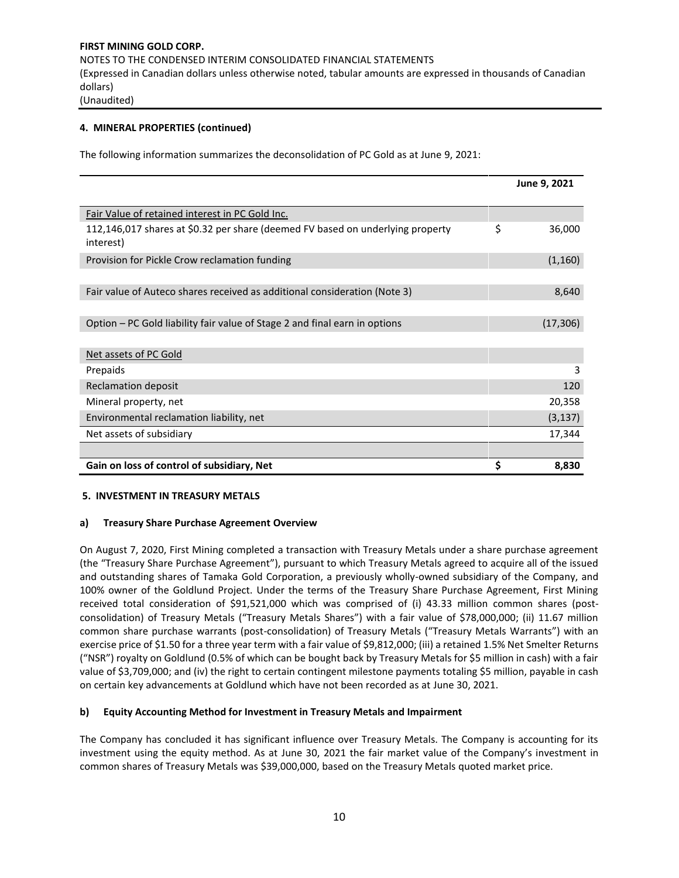**4. MINERAL PROPERTIES (continued)**

The following information summarizes the deconsolidation of PC Gold as at June 9, 2021:

| | | June 9, 2021 |
|---|---|---|
| Fair Value of retained interest in PC Gold Inc. | | |
| 112,146,017 shares at $0.32 per share (deemed FV based on underlying property interest) | $ | 36,000 |
| Provision for Pickle Crow reclamation funding | | (1,160) |
| | | |
| Fair value of Auteco shares received as additional consideration (Note 3) | | 8,640 |
| | | |
| Option – PC Gold liability fair value of Stage 2 and final earn in options | | (17,306) |
| | | |
| Net assets of PC Gold | | |
| Prepaids | | 3 |
| Reclamation deposit | | 120 |
| Mineral property, net | | 20,358 |
| Environmental reclamation liability, net | | (3,137) |
| Net assets of subsidiary | | 17,344 |
| | | |
| **Gain on loss of control of subsidiary, Net** | **$** | **8,830** |

**5. INVESTMENT IN TREASURY METALS**

**a) Treasury Share Purchase Agreement Overview**

On August 7, 2020, First Mining completed a transaction with Treasury Metals under a share purchase agreement (the "Treasury Share Purchase Agreement"), pursuant to which Treasury Metals agreed to acquire all of the issued and outstanding shares of Tamaka Gold Corporation, a previously wholly-owned subsidiary of the Company, and 100% owner of the Goldlund Project. Under the terms of the Treasury Share Purchase Agreement, First Mining received total consideration of $91,521,000 which was comprised of (i) 43.33 million common shares (post-consolidation) of Treasury Metals ("Treasury Metals Shares") with a fair value of $78,000,000; (ii) 11.67 million common share purchase warrants (post-consolidation) of Treasury Metals ("Treasury Metals Warrants") with an exercise price of $1.50 for a three year term with a fair value of $9,812,000; (iii) a retained 1.5% Net Smelter Returns ("NSR") royalty on Goldlund (0.5% of which can be bought back by Treasury Metals for $5 million in cash) with a fair value of $3,709,000; and (iv) the right to certain contingent milestone payments totaling $5 million, payable in cash on certain key advancements at Goldlund which have not been recorded as at June 30, 2021.

**b) Equity Accounting Method for Investment in Treasury Metals and Impairment**

The Company has concluded it has significant influence over Treasury Metals. The Company is accounting for its investment using the equity method. As at June 30, 2021 the fair market value of the Company's investment in common shares of Treasury Metals was $39,000,000, based on the Treasury Metals quoted market price.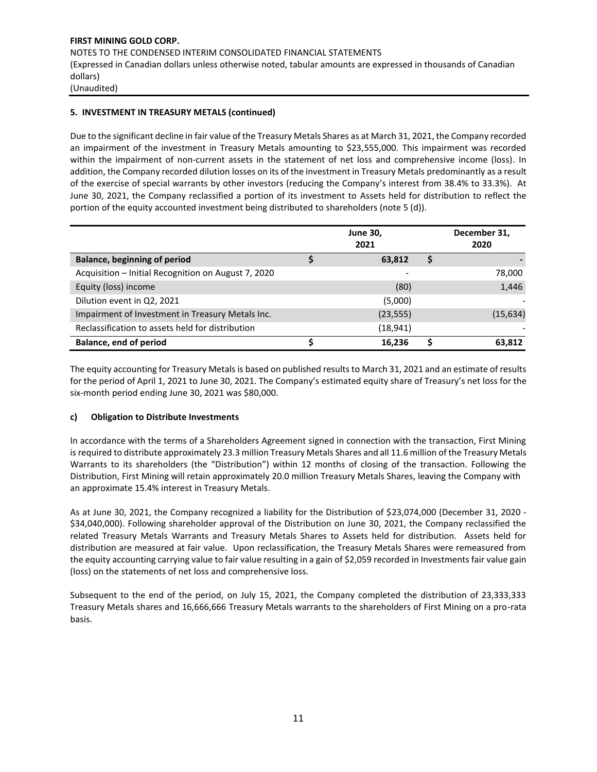**5. INVESTMENT IN TREASURY METALS (continued)**

Due to the significant decline in fair value of the Treasury Metals Shares as at March 31, 2021, the Company recorded an impairment of the investment in Treasury Metals amounting to $23,555,000. This impairment was recorded within the impairment of non-current assets in the statement of net loss and comprehensive income (loss). In addition, the Company recorded dilution losses on its of the investment in Treasury Metals predominantly as a result of the exercise of special warrants by other investors (reducing the Company's interest from 38.4% to 33.3%). At June 30, 2021, the Company reclassified a portion of its investment to Assets held for distribution to reflect the portion of the equity accounted investment being distributed to shareholders (note 5 (d)).

| | June 30, 2021 | December 31, 2020 |
|---|---|---|
| **Balance, beginning of period** | **$ 63,812** | **$ -** |
| Acquisition – Initial Recognition on August 7, 2020 | - | 78,000 |
| Equity (loss) income | (80) | 1,446 |
| Dilution event in Q2, 2021 | (5,000) | - |
| Impairment of Investment in Treasury Metals Inc. | (23,555) | (15,634) |
| Reclassification to assets held for distribution | (18,941) | - |
| **Balance, end of period** | **$ 16,236** | **$ 63,812** |

The equity accounting for Treasury Metals is based on published results to March 31, 2021 and an estimate of results for the period of April 1, 2021 to June 30, 2021. The Company's estimated equity share of Treasury's net loss for the six-month period ending June 30, 2021 was $80,000.

**c) Obligation to Distribute Investments**

In accordance with the terms of a Shareholders Agreement signed in connection with the transaction, First Mining is required to distribute approximately 23.3 million Treasury Metals Shares and all 11.6 million of the Treasury Metals Warrants to its shareholders (the "Distribution") within 12 months of closing of the transaction. Following the Distribution, First Mining will retain approximately 20.0 million Treasury Metals Shares, leaving the Company with an approximate 15.4% interest in Treasury Metals.

As at June 30, 2021, the Company recognized a liability for the Distribution of $23,074,000 (December 31, 2020 - $34,040,000). Following shareholder approval of the Distribution on June 30, 2021, the Company reclassified the related Treasury Metals Warrants and Treasury Metals Shares to Assets held for distribution. Assets held for distribution are measured at fair value. Upon reclassification, the Treasury Metals Shares were remeasured from the equity accounting carrying value to fair value resulting in a gain of $2,059 recorded in Investments fair value gain (loss) on the statements of net loss and comprehensive loss.

Subsequent to the end of the period, on July 15, 2021, the Company completed the distribution of 23,333,333 Treasury Metals shares and 16,666,666 Treasury Metals warrants to the shareholders of First Mining on a pro-rata basis.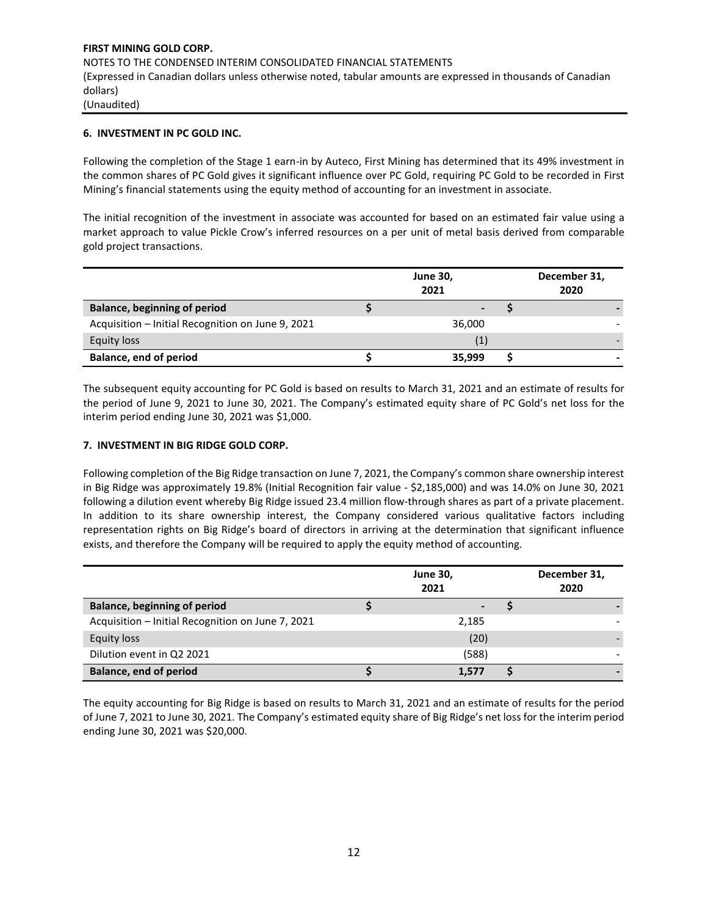## 6. INVESTMENT IN PC GOLD INC.

Following the completion of the Stage 1 earn-in by Auteco, First Mining has determined that its 49% investment in the common shares of PC Gold gives it significant influence over PC Gold, requiring PC Gold to be recorded in First Mining's financial statements using the equity method of accounting for an investment in associate.

The initial recognition of the investment in associate was accounted for based on an estimated fair value using a market approach to value Pickle Crow's inferred resources on a per unit of metal basis derived from comparable gold project transactions.

| | June 30, 2021 | December 31, 2020 |
|---|---|---|
| **Balance, beginning of period** | $ - | $ - |
| Acquisition – Initial Recognition on June 9, 2021 | 36,000 | - |
| Equity loss | (1) | - |
| **Balance, end of period** | $ 35,999 | $ - |

The subsequent equity accounting for PC Gold is based on results to March 31, 2021 and an estimate of results for the period of June 9, 2021 to June 30, 2021. The Company's estimated equity share of PC Gold's net loss for the interim period ending June 30, 2021 was $1,000.

## 7. INVESTMENT IN BIG RIDGE GOLD CORP.

Following completion of the Big Ridge transaction on June 7, 2021, the Company's common share ownership interest in Big Ridge was approximately 19.8% (Initial Recognition fair value - $2,185,000) and was 14.0% on June 30, 2021 following a dilution event whereby Big Ridge issued 23.4 million flow-through shares as part of a private placement. In addition to its share ownership interest, the Company considered various qualitative factors including representation rights on Big Ridge's board of directors in arriving at the determination that significant influence exists, and therefore the Company will be required to apply the equity method of accounting.

| | June 30, 2021 | December 31, 2020 |
|---|---|---|
| **Balance, beginning of period** | $ - | $ - |
| Acquisition – Initial Recognition on June 7, 2021 | 2,185 | - |
| Equity loss | (20) | - |
| Dilution event in Q2 2021 | (588) | - |
| **Balance, end of period** | $ 1,577 | $ - |

The equity accounting for Big Ridge is based on results to March 31, 2021 and an estimate of results for the period of June 7, 2021 to June 30, 2021. The Company's estimated equity share of Big Ridge's net loss for the interim period ending June 30, 2021 was $20,000.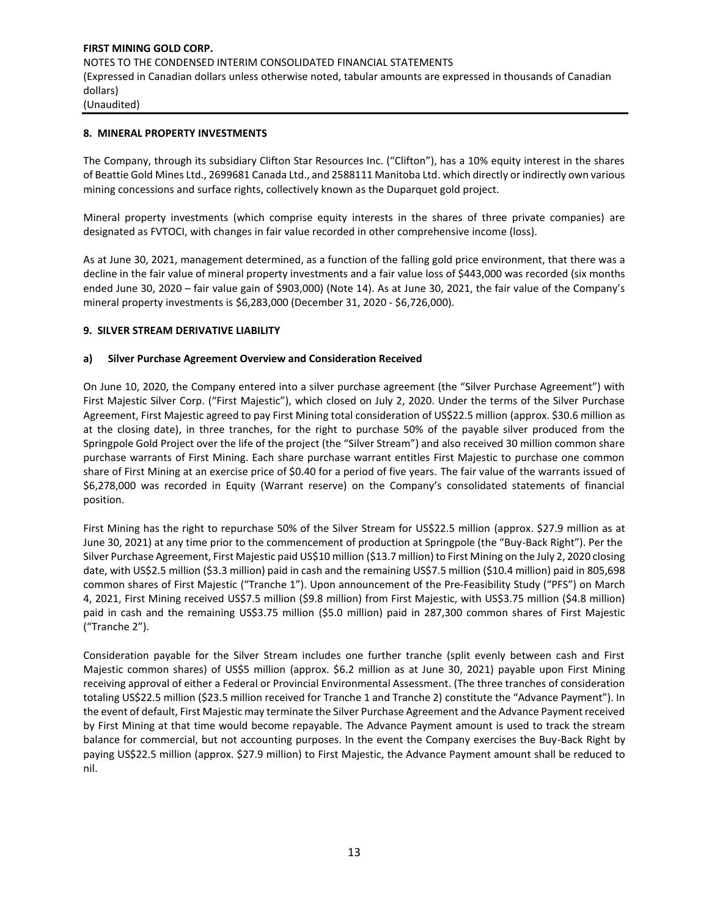## 8. MINERAL PROPERTY INVESTMENTS

The Company, through its subsidiary Clifton Star Resources Inc. ("Clifton"), has a 10% equity interest in the shares of Beattie Gold Mines Ltd., 2699681 Canada Ltd., and 2588111 Manitoba Ltd. which directly or indirectly own various mining concessions and surface rights, collectively known as the Duparquet gold project.

Mineral property investments (which comprise equity interests in the shares of three private companies) are designated as FVTOCI, with changes in fair value recorded in other comprehensive income (loss).

As at June 30, 2021, management determined, as a function of the falling gold price environment, that there was a decline in the fair value of mineral property investments and a fair value loss of $443,000 was recorded (six months ended June 30, 2020 – fair value gain of $903,000) (Note 14). As at June 30, 2021, the fair value of the Company's mineral property investments is $6,283,000 (December 31, 2020 - $6,726,000).

## 9. SILVER STREAM DERIVATIVE LIABILITY

### a) Silver Purchase Agreement Overview and Consideration Received

On June 10, 2020, the Company entered into a silver purchase agreement (the "Silver Purchase Agreement") with First Majestic Silver Corp. ("First Majestic"), which closed on July 2, 2020. Under the terms of the Silver Purchase Agreement, First Majestic agreed to pay First Mining total consideration of US$22.5 million (approx. $30.6 million as at the closing date), in three tranches, for the right to purchase 50% of the payable silver produced from the Springpole Gold Project over the life of the project (the "Silver Stream") and also received 30 million common share purchase warrants of First Mining. Each share purchase warrant entitles First Majestic to purchase one common share of First Mining at an exercise price of $0.40 for a period of five years. The fair value of the warrants issued of $6,278,000 was recorded in Equity (Warrant reserve) on the Company's consolidated statements of financial position.

First Mining has the right to repurchase 50% of the Silver Stream for US$22.5 million (approx. $27.9 million as at June 30, 2021) at any time prior to the commencement of production at Springpole (the "Buy-Back Right"). Per the Silver Purchase Agreement, First Majestic paid US$10 million ($13.7 million) to First Mining on the July 2, 2020 closing date, with US$2.5 million ($3.3 million) paid in cash and the remaining US$7.5 million ($10.4 million) paid in 805,698 common shares of First Majestic ("Tranche 1"). Upon announcement of the Pre-Feasibility Study ("PFS") on March 4, 2021, First Mining received US$7.5 million ($9.8 million) from First Majestic, with US$3.75 million ($4.8 million) paid in cash and the remaining US$3.75 million ($5.0 million) paid in 287,300 common shares of First Majestic ("Tranche 2").

Consideration payable for the Silver Stream includes one further tranche (split evenly between cash and First Majestic common shares) of US$5 million (approx. $6.2 million as at June 30, 2021) payable upon First Mining receiving approval of either a Federal or Provincial Environmental Assessment. (The three tranches of consideration totaling US$22.5 million ($23.5 million received for Tranche 1 and Tranche 2) constitute the "Advance Payment"). In the event of default, First Majestic may terminate the Silver Purchase Agreement and the Advance Payment received by First Mining at that time would become repayable. The Advance Payment amount is used to track the stream balance for commercial, but not accounting purposes. In the event the Company exercises the Buy-Back Right by paying US$22.5 million (approx. $27.9 million) to First Majestic, the Advance Payment amount shall be reduced to nil.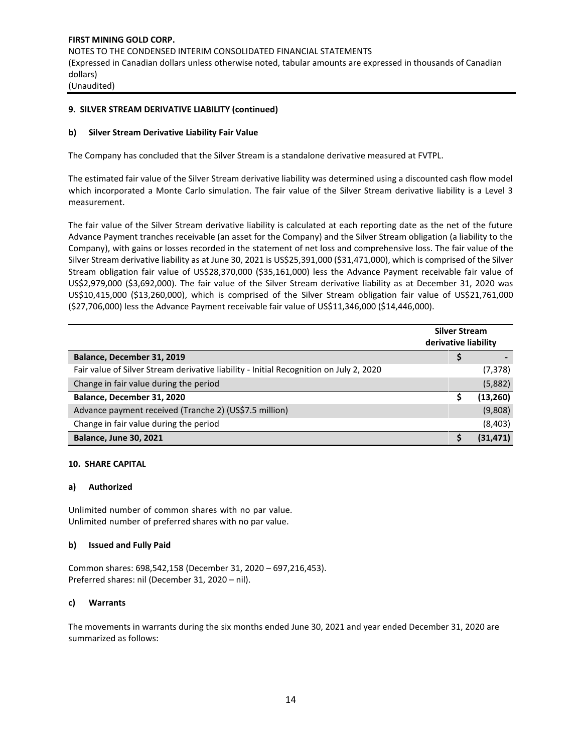## 9. SILVER STREAM DERIVATIVE LIABILITY (continued)

### b) Silver Stream Derivative Liability Fair Value

The Company has concluded that the Silver Stream is a standalone derivative measured at FVTPL.

The estimated fair value of the Silver Stream derivative liability was determined using a discounted cash flow model which incorporated a Monte Carlo simulation. The fair value of the Silver Stream derivative liability is a Level 3 measurement.

The fair value of the Silver Stream derivative liability is calculated at each reporting date as the net of the future Advance Payment tranches receivable (an asset for the Company) and the Silver Stream obligation (a liability to the Company), with gains or losses recorded in the statement of net loss and comprehensive loss. The fair value of the Silver Stream derivative liability as at June 30, 2021 is US$25,391,000 ($31,471,000), which is comprised of the Silver Stream obligation fair value of US$28,370,000 ($35,161,000) less the Advance Payment receivable fair value of US$2,979,000 ($3,692,000). The fair value of the Silver Stream derivative liability as at December 31, 2020 was US$10,415,000 ($13,260,000), which is comprised of the Silver Stream obligation fair value of US$21,761,000 ($27,706,000) less the Advance Payment receivable fair value of US$11,346,000 ($14,446,000).

| | Silver Stream derivative liability |
|---|---|
| **Balance, December 31, 2019** | **$ -** |
| Fair value of Silver Stream derivative liability - Initial Recognition on July 2, 2020 | (7,378) |
| Change in fair value during the period | (5,882) |
| **Balance, December 31, 2020** | **$ (13,260)** |
| Advance payment received (Tranche 2) (US$7.5 million) | (9,808) |
| Change in fair value during the period | (8,403) |
| **Balance, June 30, 2021** | **$ (31,471)** |

## 10. SHARE CAPITAL

### a) Authorized

Unlimited number of common shares with no par value.
Unlimited number of preferred shares with no par value.

### b) Issued and Fully Paid

Common shares: 698,542,158 (December 31, 2020 – 697,216,453).
Preferred shares: nil (December 31, 2020 – nil).

### c) Warrants

The movements in warrants during the six months ended June 30, 2021 and year ended December 31, 2020 are summarized as follows: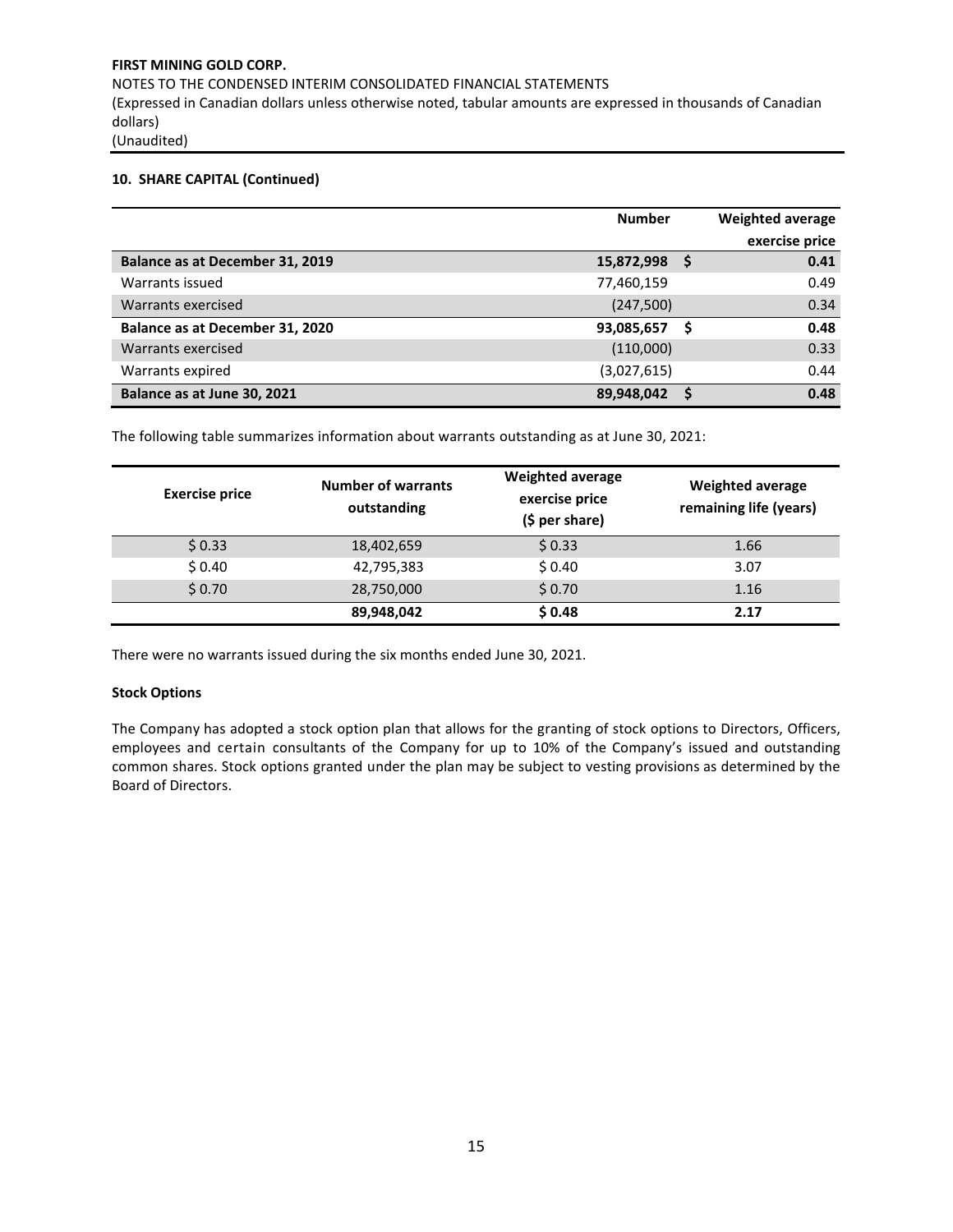## 10. SHARE CAPITAL (Continued)

| | Number | Weighted average exercise price |
|---|---|---|
| **Balance as at December 31, 2019** | **15,872,998** | **$ 0.41** |
| Warrants issued | 77,460,159 | 0.49 |
| Warrants exercised | (247,500) | 0.34 |
| **Balance as at December 31, 2020** | **93,085,657** | **$ 0.48** |
| Warrants exercised | (110,000) | 0.33 |
| Warrants expired | (3,027,615) | 0.44 |
| **Balance as at June 30, 2021** | **89,948,042** | **$ 0.48** |

The following table summarizes information about warrants outstanding as at June 30, 2021:

| Exercise price | Number of warrants outstanding | Weighted average exercise price ($ per share) | Weighted average remaining life (years) |
|---|---|---|---|
| $ 0.33 | 18,402,659 | $ 0.33 | 1.66 |
| $ 0.40 | 42,795,383 | $ 0.40 | 3.07 |
| $ 0.70 | 28,750,000 | $ 0.70 | 1.16 |
| | **89,948,042** | **$ 0.48** | **2.17** |

There were no warrants issued during the six months ended June 30, 2021.

**Stock Options**

The Company has adopted a stock option plan that allows for the granting of stock options to Directors, Officers, employees and certain consultants of the Company for up to 10% of the Company's issued and outstanding common shares. Stock options granted under the plan may be subject to vesting provisions as determined by the Board of Directors.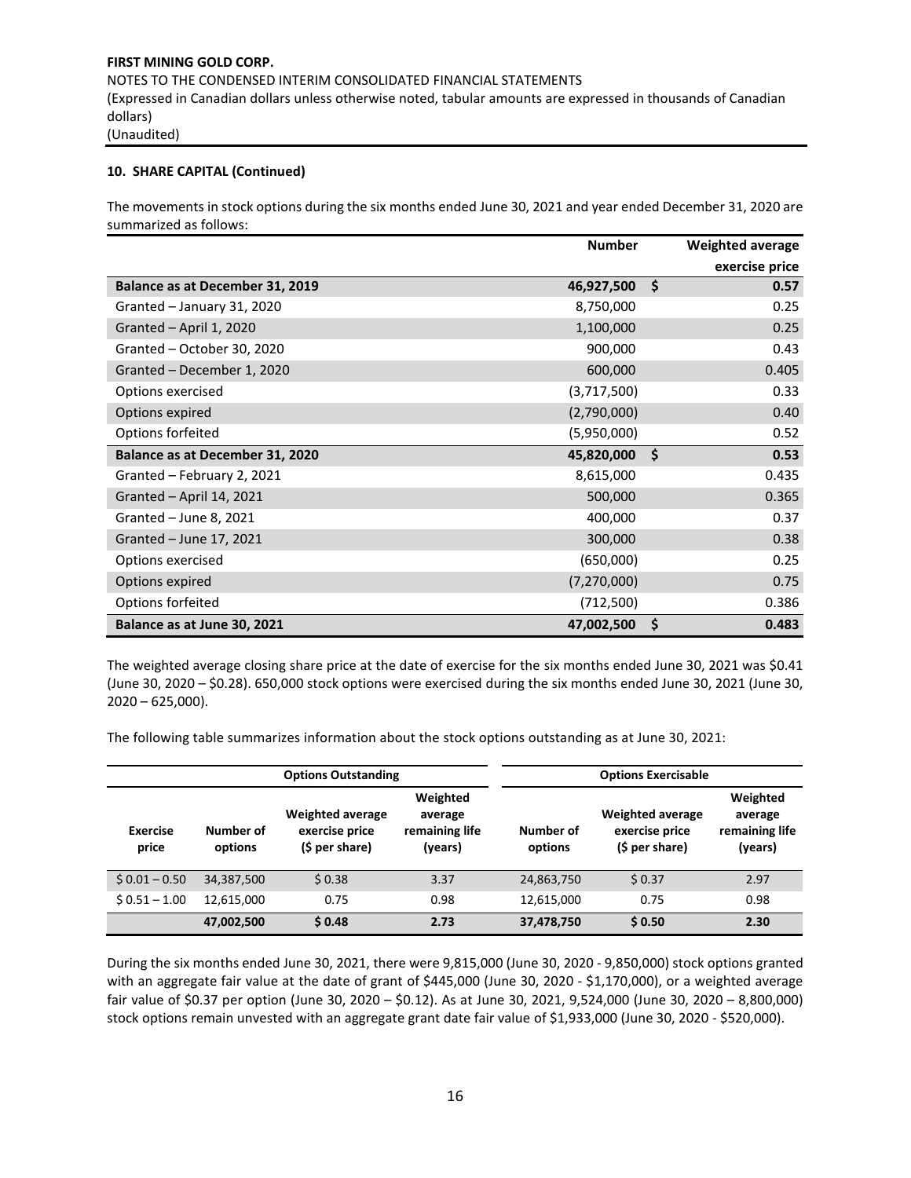**10. SHARE CAPITAL (Continued)**

The movements in stock options during the six months ended June 30, 2021 and year ended December 31, 2020 are summarized as follows:

| | Number | Weighted average exercise price |
|---|---|---|
| **Balance as at December 31, 2019** | **46,927,500** | **$ 0.57** |
| Granted – January 31, 2020 | 8,750,000 | 0.25 |
| Granted – April 1, 2020 | 1,100,000 | 0.25 |
| Granted – October 30, 2020 | 900,000 | 0.43 |
| Granted – December 1, 2020 | 600,000 | 0.405 |
| Options exercised | (3,717,500) | 0.33 |
| Options expired | (2,790,000) | 0.40 |
| Options forfeited | (5,950,000) | 0.52 |
| **Balance as at December 31, 2020** | **45,820,000** | **$ 0.53** |
| Granted – February 2, 2021 | 8,615,000 | 0.435 |
| Granted – April 14, 2021 | 500,000 | 0.365 |
| Granted – June 8, 2021 | 400,000 | 0.37 |
| Granted – June 17, 2021 | 300,000 | 0.38 |
| Options exercised | (650,000) | 0.25 |
| Options expired | (7,270,000) | 0.75 |
| Options forfeited | (712,500) | 0.386 |
| **Balance as at June 30, 2021** | **47,002,500** | **$ 0.483** |

The weighted average closing share price at the date of exercise for the six months ended June 30, 2021 was $0.41 (June 30, 2020 – $0.28). 650,000 stock options were exercised during the six months ended June 30, 2021 (June 30, 2020 – 625,000).

The following table summarizes information about the stock options outstanding as at June 30, 2021:

| | Options Outstanding | | | Options Exercisable | | |
|---|---|---|---|---|---|---|
| Exercise price | Number of options | Weighted average exercise price ($ per share) | Weighted average remaining life (years) | Number of options | Weighted average exercise price ($ per share) | Weighted average remaining life (years) |
| $ 0.01 – 0.50 | 34,387,500 | $ 0.38 | 3.37 | 24,863,750 | $ 0.37 | 2.97 |
| $ 0.51 – 1.00 | 12,615,000 | 0.75 | 0.98 | 12,615,000 | 0.75 | 0.98 |
| | **47,002,500** | **$ 0.48** | **2.73** | **37,478,750** | **$ 0.50** | **2.30** |

During the six months ended June 30, 2021, there were 9,815,000 (June 30, 2020 - 9,850,000) stock options granted with an aggregate fair value at the date of grant of $445,000 (June 30, 2020 - $1,170,000), or a weighted average fair value of $0.37 per option (June 30, 2020 – $0.12). As at June 30, 2021, 9,524,000 (June 30, 2020 – 8,800,000) stock options remain unvested with an aggregate grant date fair value of $1,933,000 (June 30, 2020 - $520,000).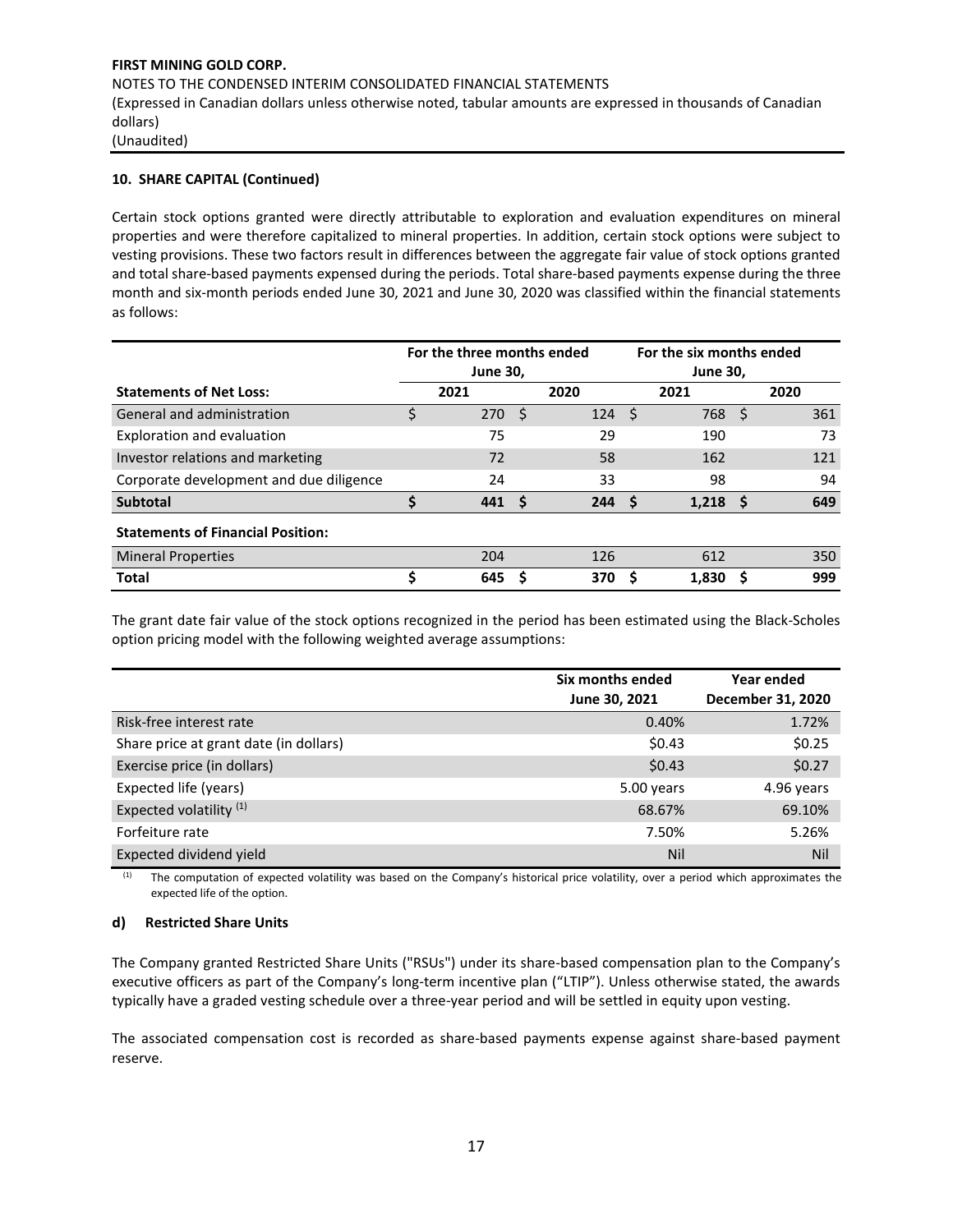**10. SHARE CAPITAL (Continued)**

Certain stock options granted were directly attributable to exploration and evaluation expenditures on mineral properties and were therefore capitalized to mineral properties. In addition, certain stock options were subject to vesting provisions. These two factors result in differences between the aggregate fair value of stock options granted and total share-based payments expensed during the periods. Total share-based payments expense during the three month and six-month periods ended June 30, 2021 and June 30, 2020 was classified within the financial statements as follows:

| | For the three months ended June 30, | | For the six months ended June 30, | |
|---|---|---|---|---|
| **Statements of Net Loss:** | **2021** | **2020** | **2021** | **2020** |
| General and administration | $ 270 | $ 124 | $ 768 | $ 361 |
| Exploration and evaluation | 75 | 29 | 190 | 73 |
| Investor relations and marketing | 72 | 58 | 162 | 121 |
| Corporate development and due diligence | 24 | 33 | 98 | 94 |
| **Subtotal** | **$ 441** | **$ 244** | **$ 1,218** | **$ 649** |
| **Statements of Financial Position:** | | | | |
| Mineral Properties | 204 | 126 | 612 | 350 |
| **Total** | **$ 645** | **$ 370** | **$ 1,830** | **$ 999** |

The grant date fair value of the stock options recognized in the period has been estimated using the Black-Scholes option pricing model with the following weighted average assumptions:

| | Six months ended June 30, 2021 | Year ended December 31, 2020 |
|---|---|---|
| Risk-free interest rate | 0.40% | 1.72% |
| Share price at grant date (in dollars) | $0.43 | $0.25 |
| Exercise price (in dollars) | $0.43 | $0.27 |
| Expected life (years) | 5.00 years | 4.96 years |
| Expected volatility [(1)] | 68.67% | 69.10% |
| Forfeiture rate | 7.50% | 5.26% |
| Expected dividend yield | Nil | Nil |

(1) The computation of expected volatility was based on the Company's historical price volatility, over a period which approximates the expected life of the option.

**d) Restricted Share Units**

The Company granted Restricted Share Units ("RSUs") under its share-based compensation plan to the Company's executive officers as part of the Company's long-term incentive plan ("LTIP"). Unless otherwise stated, the awards typically have a graded vesting schedule over a three-year period and will be settled in equity upon vesting.

The associated compensation cost is recorded as share-based payments expense against share-based payment reserve.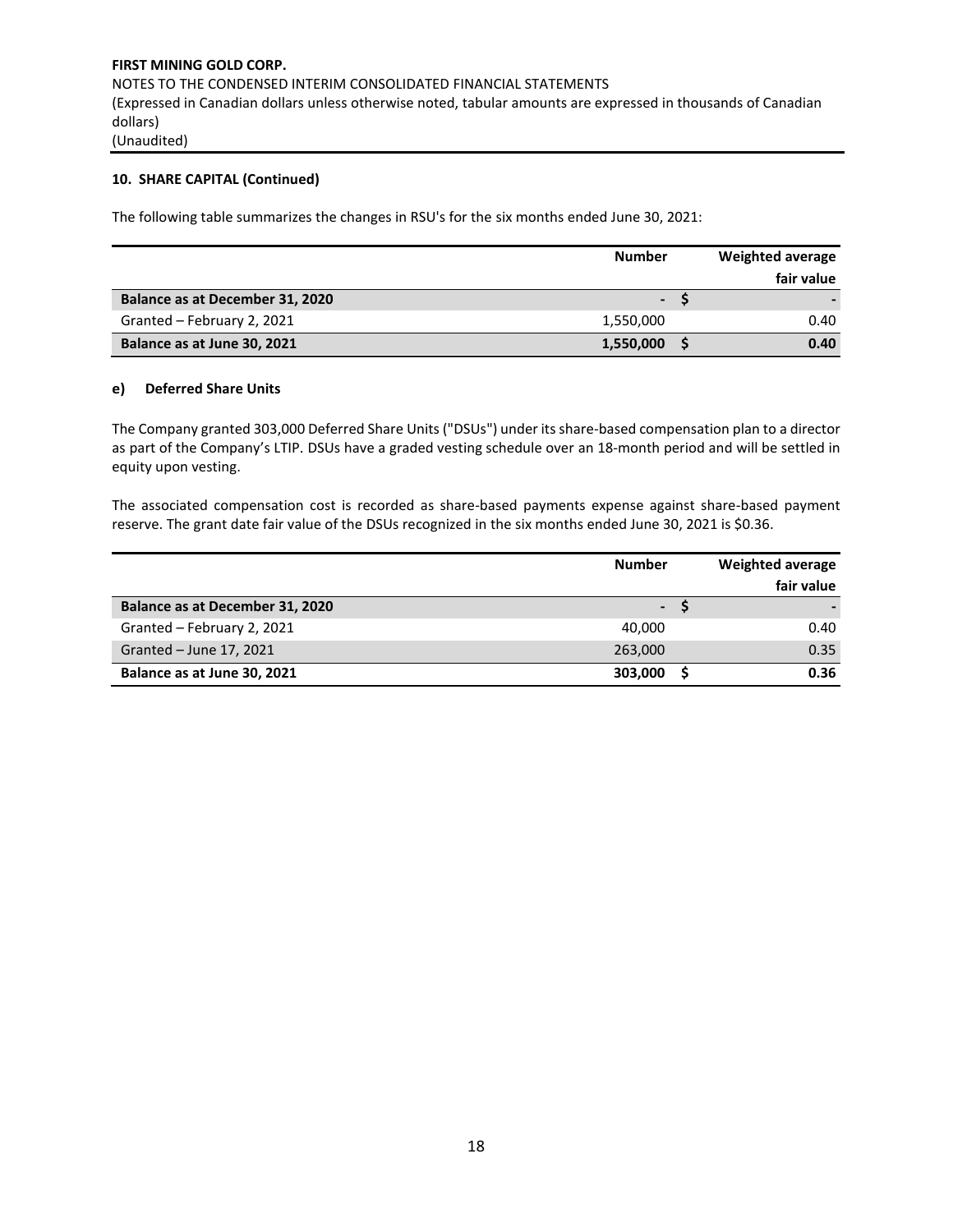**FIRST MINING GOLD CORP.**

NOTES TO THE CONDENSED INTERIM CONSOLIDATED FINANCIAL STATEMENTS

(Expressed in Canadian dollars unless otherwise noted, tabular amounts are expressed in thousands of Canadian dollars)

(Unaudited)

**10. SHARE CAPITAL (Continued)**

The following table summarizes the changes in RSU's for the six months ended June 30, 2021:

| | Number | Weighted average fair value |
|---|---|---|
| **Balance as at December 31, 2020** | **-** | **$ -** |
| Granted – February 2, 2021 | 1,550,000 | 0.40 |
| **Balance as at June 30, 2021** | **1,550,000** | **$ 0.40** |

**e) Deferred Share Units**

The Company granted 303,000 Deferred Share Units ("DSUs") under its share-based compensation plan to a director as part of the Company's LTIP. DSUs have a graded vesting schedule over an 18-month period and will be settled in equity upon vesting.

The associated compensation cost is recorded as share-based payments expense against share-based payment reserve. The grant date fair value of the DSUs recognized in the six months ended June 30, 2021 is $0.36.

| | Number | Weighted average fair value |
|---|---|---|
| **Balance as at December 31, 2020** | **-** | **$ -** |
| Granted – February 2, 2021 | 40,000 | 0.40 |
| Granted – June 17, 2021 | 263,000 | 0.35 |
| **Balance as at June 30, 2021** | **303,000** | **$ 0.36** |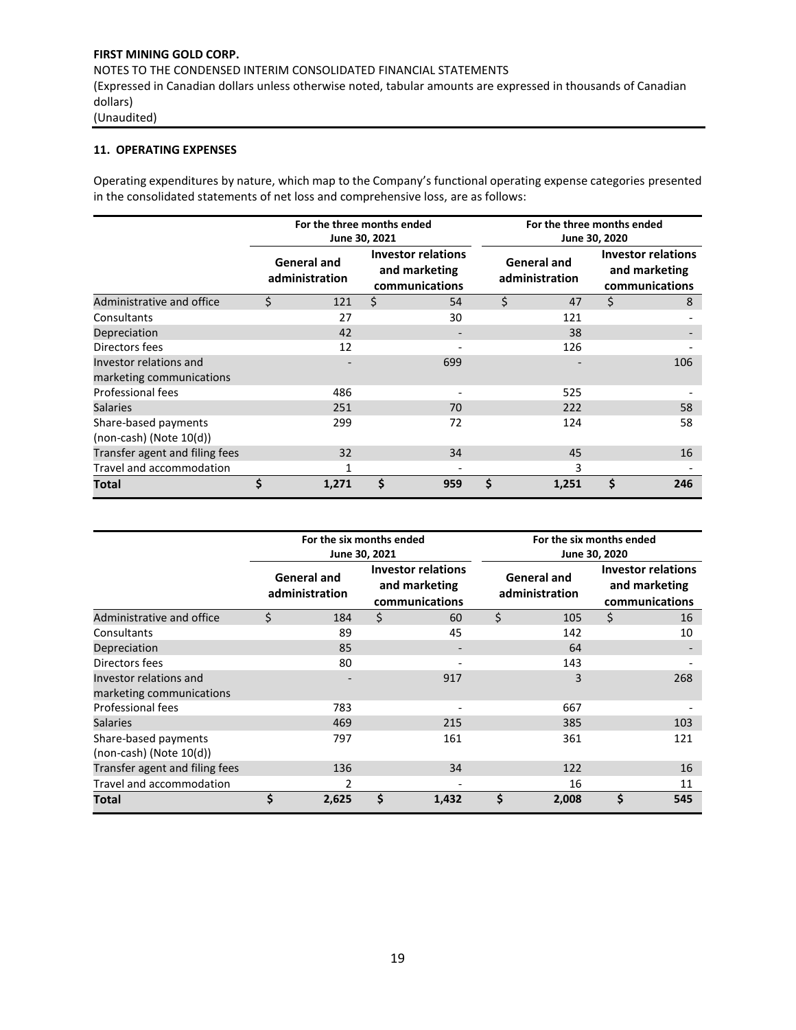**FIRST MINING GOLD CORP.**

NOTES TO THE CONDENSED INTERIM CONSOLIDATED FINANCIAL STATEMENTS

(Expressed in Canadian dollars unless otherwise noted, tabular amounts are expressed in thousands of Canadian dollars)

(Unaudited)

## 11. OPERATING EXPENSES

Operating expenditures by nature, which map to the Company's functional operating expense categories presented in the consolidated statements of net loss and comprehensive loss, are as follows:

| | For the three months ended June 30, 2021 | | For the three months ended June 30, 2020 | |
|---|---|---|---|---|
| | General and administration | Investor relations and marketing communications | General and administration | Investor relations and marketing communications |
| Administrative and office | $ 121 | $ 54 | $ 47 | $ 8 |
| Consultants | 27 | 30 | 121 | - |
| Depreciation | 42 | - | 38 | - |
| Directors fees | 12 | - | 126 | - |
| Investor relations and marketing communications | - | 699 | - | 106 |
| Professional fees | 486 | - | 525 | - |
| Salaries | 251 | 70 | 222 | 58 |
| Share-based payments (non-cash) (Note 10(d)) | 299 | 72 | 124 | 58 |
| Transfer agent and filing fees | 32 | 34 | 45 | 16 |
| Travel and accommodation | 1 | - | 3 | - |
| **Total** | **$ 1,271** | **$ 959** | **$ 1,251** | **$ 246** |

| | For the six months ended June 30, 2021 | | For the six months ended June 30, 2020 | |
|---|---|---|---|---|
| | General and administration | Investor relations and marketing communications | General and administration | Investor relations and marketing communications |
| Administrative and office | $ 184 | $ 60 | $ 105 | $ 16 |
| Consultants | 89 | 45 | 142 | 10 |
| Depreciation | 85 | - | 64 | - |
| Directors fees | 80 | - | 143 | - |
| Investor relations and marketing communications | - | 917 | 3 | 268 |
| Professional fees | 783 | - | 667 | - |
| Salaries | 469 | 215 | 385 | 103 |
| Share-based payments (non-cash) (Note 10(d)) | 797 | 161 | 361 | 121 |
| Transfer agent and filing fees | 136 | 34 | 122 | 16 |
| Travel and accommodation | 2 | - | 16 | 11 |
| **Total** | **$ 2,625** | **$ 1,432** | **$ 2,008** | **$ 545** |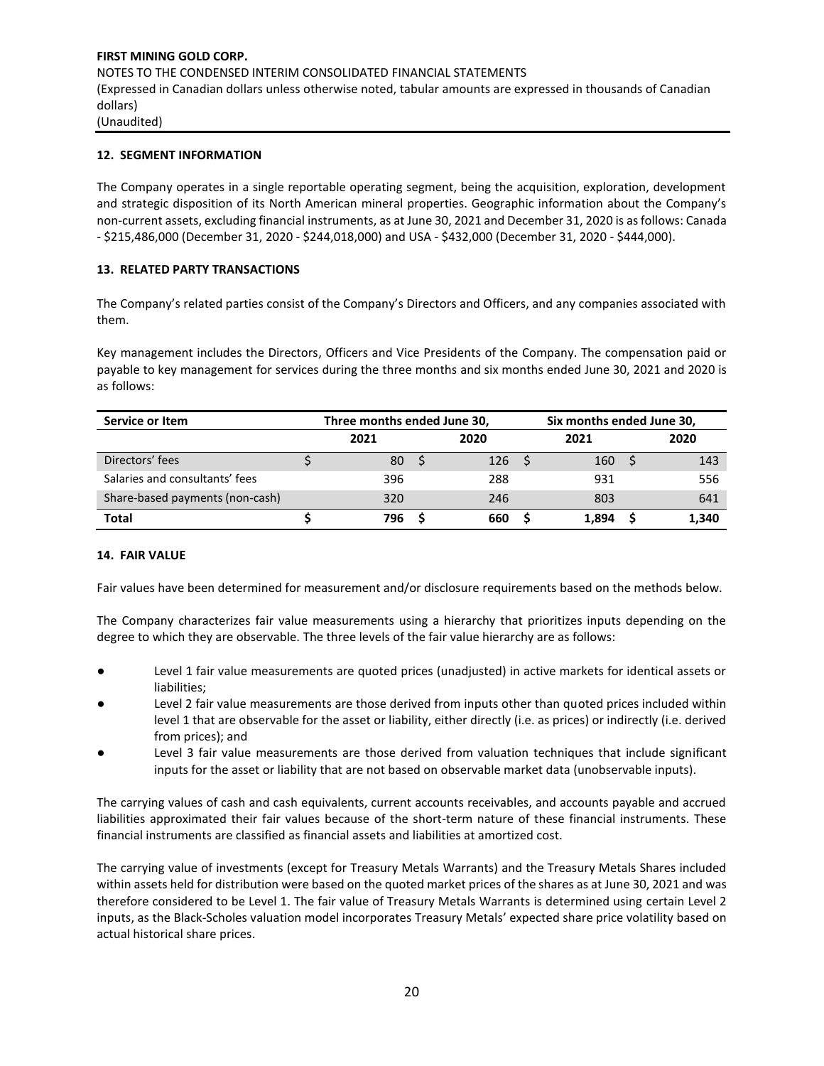## 12. SEGMENT INFORMATION

The Company operates in a single reportable operating segment, being the acquisition, exploration, development and strategic disposition of its North American mineral properties. Geographic information about the Company's non-current assets, excluding financial instruments, as at June 30, 2021 and December 31, 2020 is as follows: Canada - $215,486,000 (December 31, 2020 - $244,018,000) and USA - $432,000 (December 31, 2020 - $444,000).

## 13. RELATED PARTY TRANSACTIONS

The Company's related parties consist of the Company's Directors and Officers, and any companies associated with them.

Key management includes the Directors, Officers and Vice Presidents of the Company. The compensation paid or payable to key management for services during the three months and six months ended June 30, 2021 and 2020 is as follows:

| Service or Item | Three months ended June 30, | | Six months ended June 30, | |
|---|---|---|---|---|
| | 2021 | 2020 | 2021 | 2020 |
| Directors' fees | $ 80 | $ 126 | $ 160 | $ 143 |
| Salaries and consultants' fees | 396 | 288 | 931 | 556 |
| Share-based payments (non-cash) | 320 | 246 | 803 | 641 |
| **Total** | **$ 796** | **$ 660** | **$ 1,894** | **$ 1,340** |

## 14. FAIR VALUE

Fair values have been determined for measurement and/or disclosure requirements based on the methods below.

The Company characterizes fair value measurements using a hierarchy that prioritizes inputs depending on the degree to which they are observable. The three levels of the fair value hierarchy are as follows:

- Level 1 fair value measurements are quoted prices (unadjusted) in active markets for identical assets or liabilities;
- Level 2 fair value measurements are those derived from inputs other than quoted prices included within level 1 that are observable for the asset or liability, either directly (i.e. as prices) or indirectly (i.e. derived from prices); and
- Level 3 fair value measurements are those derived from valuation techniques that include significant inputs for the asset or liability that are not based on observable market data (unobservable inputs).

The carrying values of cash and cash equivalents, current accounts receivables, and accounts payable and accrued liabilities approximated their fair values because of the short-term nature of these financial instruments. These financial instruments are classified as financial assets and liabilities at amortized cost.

The carrying value of investments (except for Treasury Metals Warrants) and the Treasury Metals Shares included within assets held for distribution were based on the quoted market prices of the shares as at June 30, 2021 and was therefore considered to be Level 1. The fair value of Treasury Metals Warrants is determined using certain Level 2 inputs, as the Black-Scholes valuation model incorporates Treasury Metals' expected share price volatility based on actual historical share prices.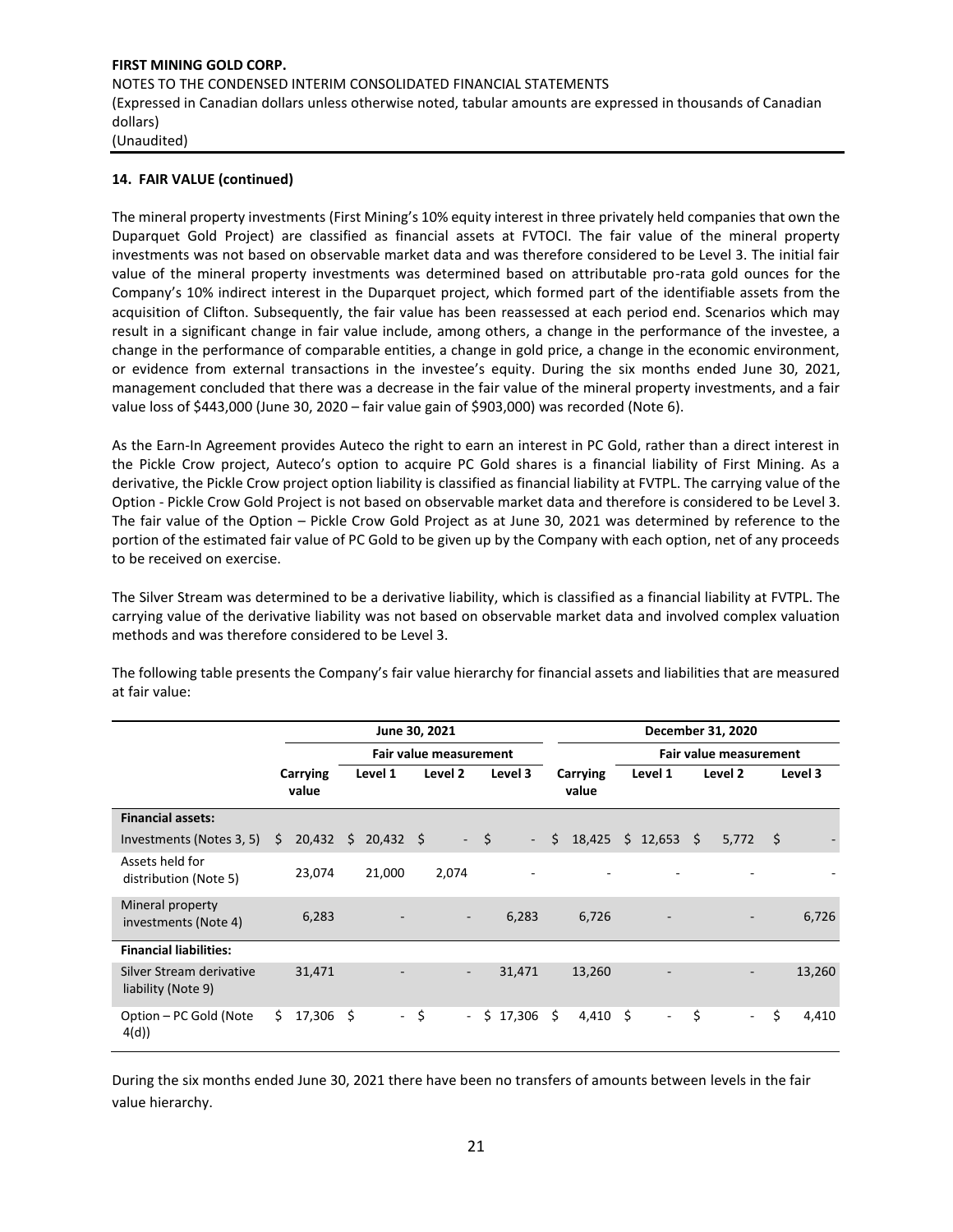**14. FAIR VALUE (continued)**

The mineral property investments (First Mining's 10% equity interest in three privately held companies that own the Duparquet Gold Project) are classified as financial assets at FVTOCI. The fair value of the mineral property investments was not based on observable market data and was therefore considered to be Level 3. The initial fair value of the mineral property investments was determined based on attributable pro-rata gold ounces for the Company's 10% indirect interest in the Duparquet project, which formed part of the identifiable assets from the acquisition of Clifton. Subsequently, the fair value has been reassessed at each period end. Scenarios which may result in a significant change in fair value include, among others, a change in the performance of the investee, a change in the performance of comparable entities, a change in gold price, a change in the economic environment, or evidence from external transactions in the investee's equity. During the six months ended June 30, 2021, management concluded that there was a decrease in the fair value of the mineral property investments, and a fair value loss of $443,000 (June 30, 2020 – fair value gain of $903,000) was recorded (Note 6).

As the Earn-In Agreement provides Auteco the right to earn an interest in PC Gold, rather than a direct interest in the Pickle Crow project, Auteco's option to acquire PC Gold shares is a financial liability of First Mining. As a derivative, the Pickle Crow project option liability is classified as financial liability at FVTPL. The carrying value of the Option - Pickle Crow Gold Project is not based on observable market data and therefore is considered to be Level 3. The fair value of the Option – Pickle Crow Gold Project as at June 30, 2021 was determined by reference to the portion of the estimated fair value of PC Gold to be given up by the Company with each option, net of any proceeds to be received on exercise.

The Silver Stream was determined to be a derivative liability, which is classified as a financial liability at FVTPL. The carrying value of the derivative liability was not based on observable market data and involved complex valuation methods and was therefore considered to be Level 3.

The following table presents the Company's fair value hierarchy for financial assets and liabilities that are measured at fair value:

| | June 30, 2021 | | | | December 31, 2020 | | | |
|---|---|---|---|---|---|---|---|---|
| | | Fair value measurement | | | | Fair value measurement | | |
| | Carrying value | Level 1 | Level 2 | Level 3 | Carrying value | Level 1 | Level 2 | Level 3 |
| **Financial assets:** | | | | | | | | |
| Investments (Notes 3, 5) | $ 20,432 | $ 20,432 | $ - | $ - | $ 18,425 | $ 12,653 | $ 5,772 | $ - |
| Assets held for distribution (Note 5) | 23,074 | 21,000 | 2,074 | - | - | - | - | - |
| Mineral property investments (Note 4) | 6,283 | - | - | 6,283 | 6,726 | - | - | 6,726 |
| **Financial liabilities:** | | | | | | | | |
| Silver Stream derivative liability (Note 9) | 31,471 | - | - | 31,471 | 13,260 | - | - | 13,260 |
| Option – PC Gold (Note 4(d)) | $ 17,306 | $ - | $ - | $ 17,306 | $ 4,410 | $ - | $ - | $ 4,410 |

During the six months ended June 30, 2021 there have been no transfers of amounts between levels in the fair value hierarchy.